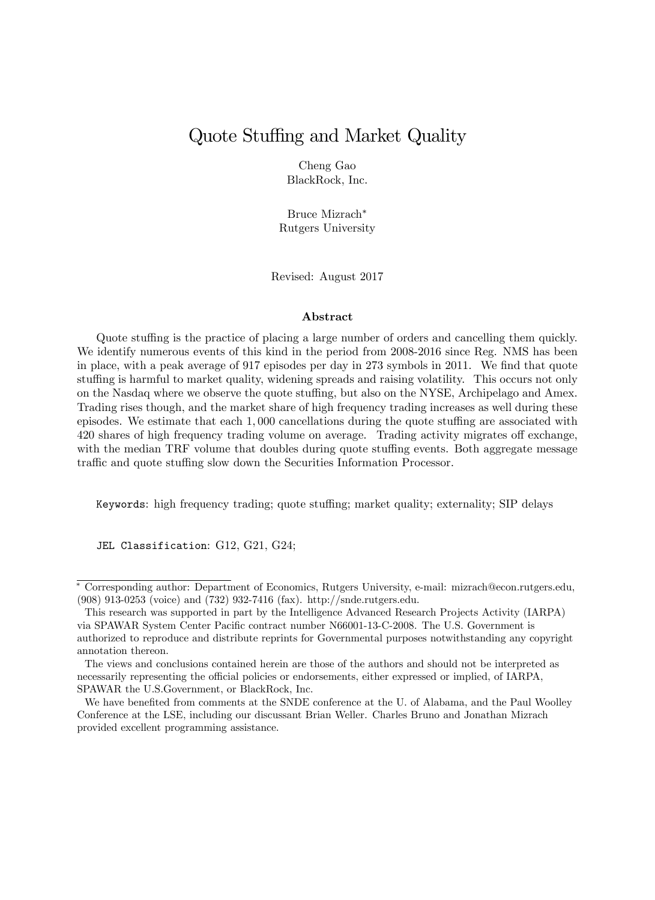# Quote Stuffing and Market Quality

Cheng Gao
BlackRock, Inc.

Bruce Mizrach*
Rutgers University

Revised: August 2017

### Abstract

Quote stuffing is the practice of placing a large number of orders and cancelling them quickly. We identify numerous events of this kind in the period from 2008-2016 since Reg. NMS has been in place, with a peak average of 917 episodes per day in 273 symbols in 2011. We find that quote stuffing is harmful to market quality, widening spreads and raising volatility. This occurs not only on the Nasdaq where we observe the quote stuffing, but also on the NYSE, Archipelago and Amex. Trading rises though, and the market share of high frequency trading increases as well during these episodes. We estimate that each $1,000$ cancellations during the quote stuffing are associated with 420 shares of high frequency trading volume on average. Trading activity migrates off exchange, with the median TRF volume that doubles during quote stuffing events. Both aggregate message traffic and quote stuffing slow down the Securities Information Processor.

`Keywords`: high frequency trading; quote stuffing; market quality; externality; SIP delays

`JEL Classification`: G12, G21, G24;

---

* Corresponding author: Department of Economics, Rutgers University, e-mail: mizrach@econ.rutgers.edu, (908) 913-0253 (voice) and (732) 932-7416 (fax). http://snde.rutgers.edu.

This research was supported in part by the Intelligence Advanced Research Projects Activity (IARPA) via SPAWAR System Center Pacific contract number N66001-13-C-2008. The U.S. Government is authorized to reproduce and distribute reprints for Governmental purposes notwithstanding any copyright annotation thereon.

The views and conclusions contained herein are those of the authors and should not be interpreted as necessarily representing the official policies or endorsements, either expressed or implied, of IARPA, SPAWAR the U.S.Government, or BlackRock, Inc.

We have benefited from comments at the SNDE conference at the U. of Alabama, and the Paul Woolley Conference at the LSE, including our discussant Brian Weller. Charles Bruno and Jonathan Mizrach provided excellent programming assistance.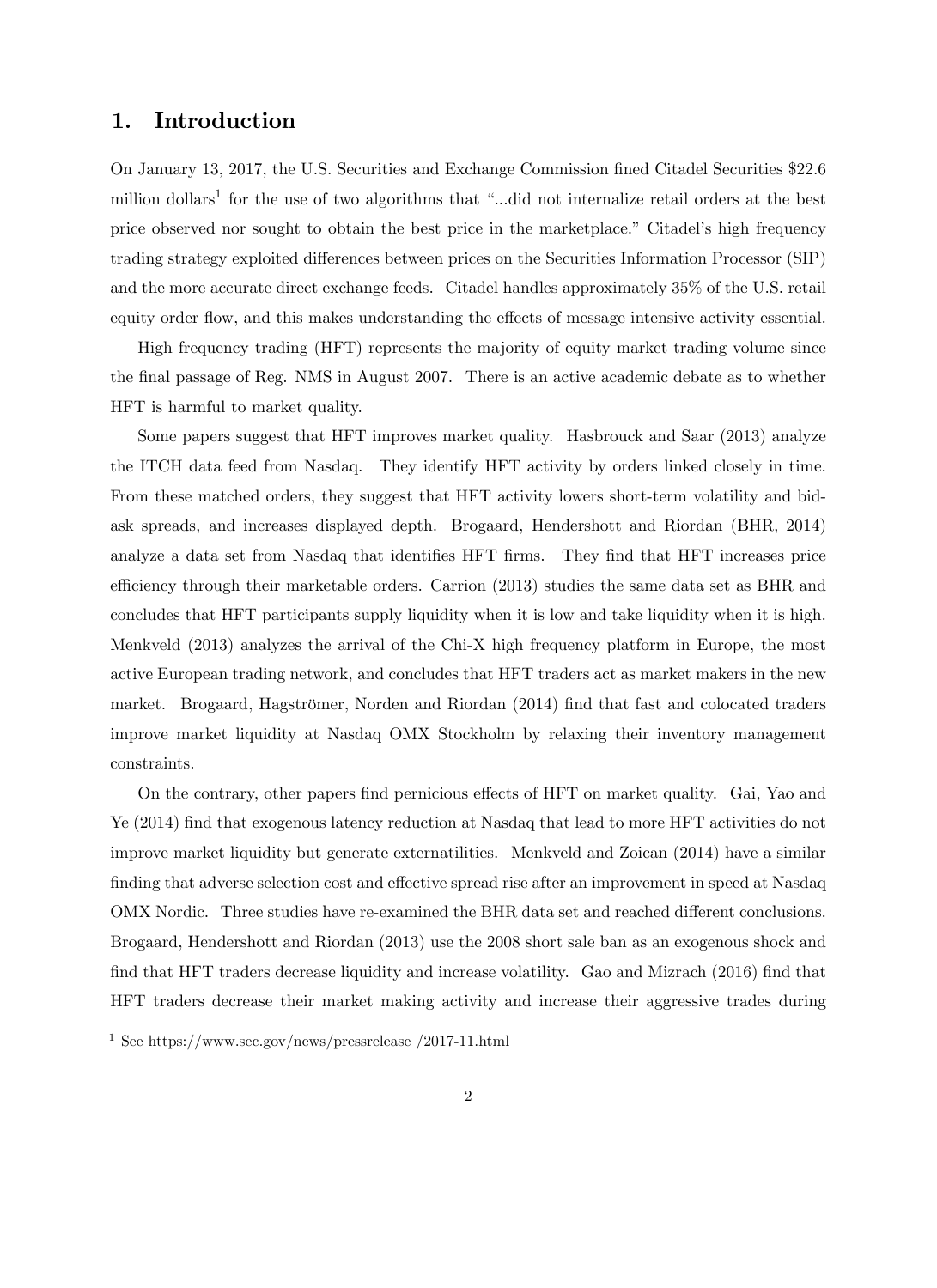## 1. Introduction

On January 13, 2017, the U.S. Securities and Exchange Commission fined Citadel Securities $22.6 million dollars[1] for the use of two algorithms that "...did not internalize retail orders at the best price observed nor sought to obtain the best price in the marketplace." Citadel's high frequency trading strategy exploited differences between prices on the Securities Information Processor (SIP) and the more accurate direct exchange feeds. Citadel handles approximately 35% of the U.S. retail equity order flow, and this makes understanding the effects of message intensive activity essential.

High frequency trading (HFT) represents the majority of equity market trading volume since the final passage of Reg. NMS in August 2007. There is an active academic debate as to whether HFT is harmful to market quality.

Some papers suggest that HFT improves market quality. Hasbrouck and Saar (2013) analyze the ITCH data feed from Nasdaq. They identify HFT activity by orders linked closely in time. From these matched orders, they suggest that HFT activity lowers short-term volatility and bid-ask spreads, and increases displayed depth. Brogaard, Hendershott and Riordan (BHR, 2014) analyze a data set from Nasdaq that identifies HFT firms. They find that HFT increases price efficiency through their marketable orders. Carrion (2013) studies the same data set as BHR and concludes that HFT participants supply liquidity when it is low and take liquidity when it is high. Menkveld (2013) analyzes the arrival of the Chi-X high frequency platform in Europe, the most active European trading network, and concludes that HFT traders act as market makers in the new market. Brogaard, Hagströmer, Norden and Riordan (2014) find that fast and colocated traders improve market liquidity at Nasdaq OMX Stockholm by relaxing their inventory management constraints.

On the contrary, other papers find pernicious effects of HFT on market quality. Gai, Yao and Ye (2014) find that exogenous latency reduction at Nasdaq that lead to more HFT activities do not improve market liquidity but generate externatilities. Menkveld and Zoican (2014) have a similar finding that adverse selection cost and effective spread rise after an improvement in speed at Nasdaq OMX Nordic. Three studies have re-examined the BHR data set and reached different conclusions. Brogaard, Hendershott and Riordan (2013) use the 2008 short sale ban as an exogenous shock and find that HFT traders decrease liquidity and increase volatility. Gao and Mizrach (2016) find that HFT traders decrease their market making activity and increase their aggressive trades during

[1] See https://www.sec.gov/news/pressrelease /2017-11.html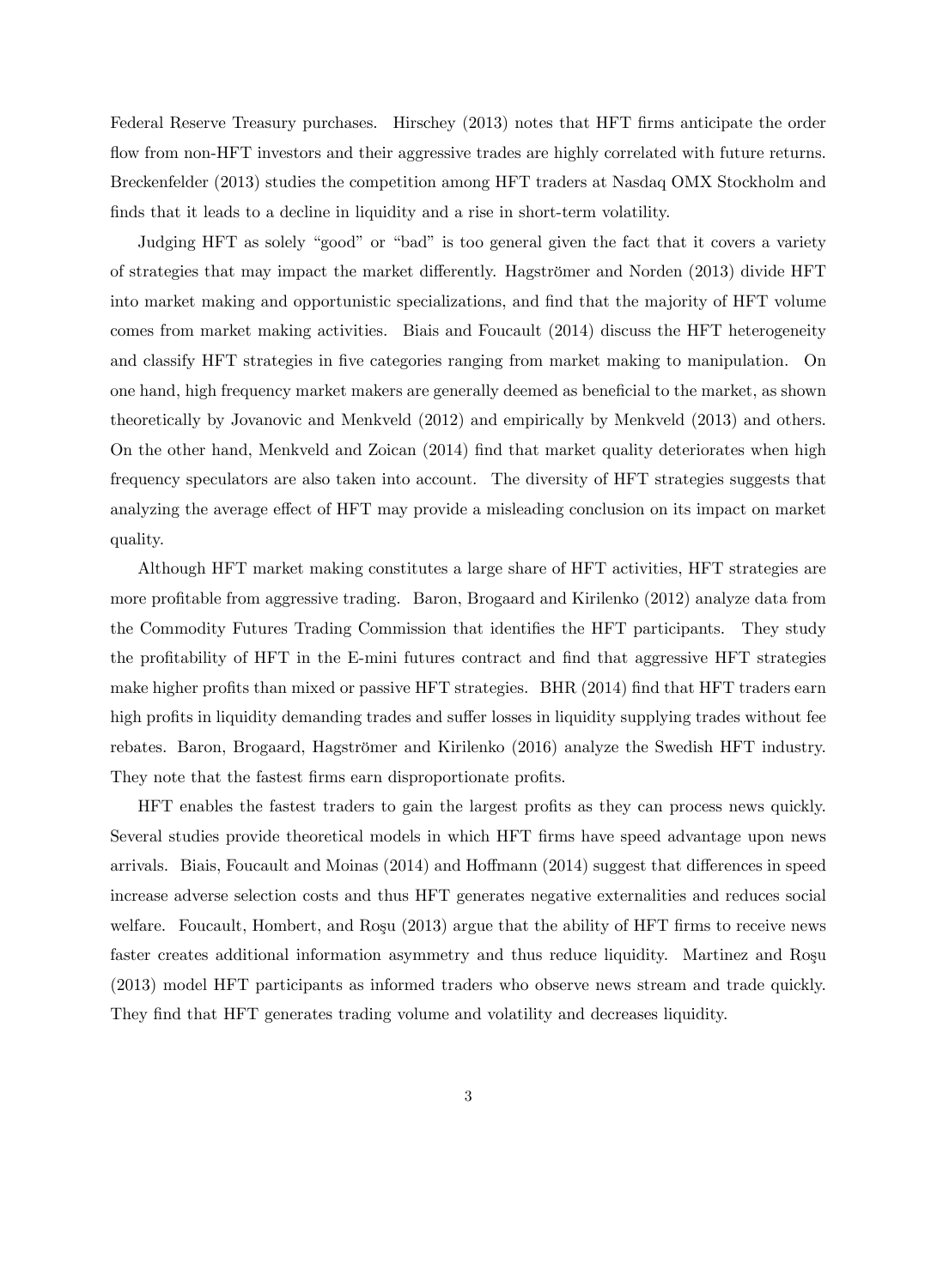Federal Reserve Treasury purchases. Hirschey (2013) notes that HFT firms anticipate the order flow from non-HFT investors and their aggressive trades are highly correlated with future returns. Breckenfelder (2013) studies the competition among HFT traders at Nasdaq OMX Stockholm and finds that it leads to a decline in liquidity and a rise in short-term volatility.

Judging HFT as solely "good" or "bad" is too general given the fact that it covers a variety of strategies that may impact the market differently. Hagströmer and Norden (2013) divide HFT into market making and opportunistic specializations, and find that the majority of HFT volume comes from market making activities. Biais and Foucault (2014) discuss the HFT heterogeneity and classify HFT strategies in five categories ranging from market making to manipulation. On one hand, high frequency market makers are generally deemed as beneficial to the market, as shown theoretically by Jovanovic and Menkveld (2012) and empirically by Menkveld (2013) and others. On the other hand, Menkveld and Zoican (2014) find that market quality deteriorates when high frequency speculators are also taken into account. The diversity of HFT strategies suggests that analyzing the average effect of HFT may provide a misleading conclusion on its impact on market quality.

Although HFT market making constitutes a large share of HFT activities, HFT strategies are more profitable from aggressive trading. Baron, Brogaard and Kirilenko (2012) analyze data from the Commodity Futures Trading Commission that identifies the HFT participants. They study the profitability of HFT in the E-mini futures contract and find that aggressive HFT strategies make higher profits than mixed or passive HFT strategies. BHR (2014) find that HFT traders earn high profits in liquidity demanding trades and suffer losses in liquidity supplying trades without fee rebates. Baron, Brogaard, Hagströmer and Kirilenko (2016) analyze the Swedish HFT industry. They note that the fastest firms earn disproportionate profits.

HFT enables the fastest traders to gain the largest profits as they can process news quickly. Several studies provide theoretical models in which HFT firms have speed advantage upon news arrivals. Biais, Foucault and Moinas (2014) and Hoffmann (2014) suggest that differences in speed increase adverse selection costs and thus HFT generates negative externalities and reduces social welfare. Foucault, Hombert, and Roşu (2013) argue that the ability of HFT firms to receive news faster creates additional information asymmetry and thus reduce liquidity. Martinez and Roşu (2013) model HFT participants as informed traders who observe news stream and trade quickly. They find that HFT generates trading volume and volatility and decreases liquidity.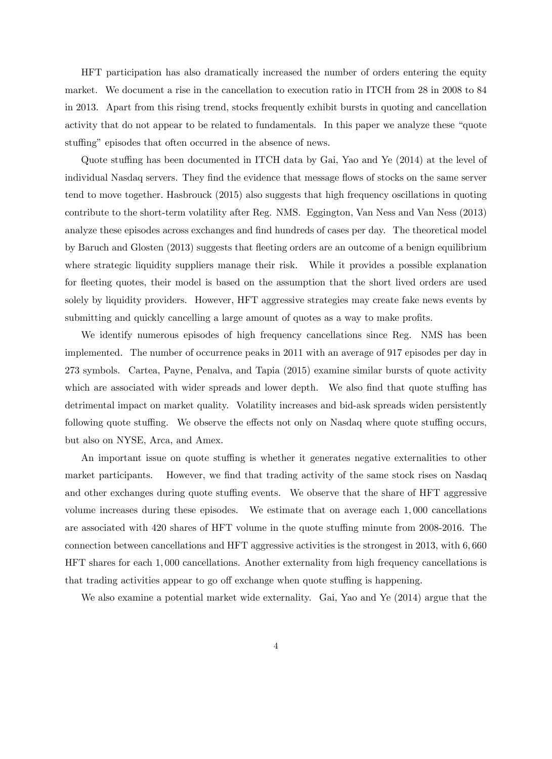HFT participation has also dramatically increased the number of orders entering the equity market. We document a rise in the cancellation to execution ratio in ITCH from 28 in 2008 to 84 in 2013. Apart from this rising trend, stocks frequently exhibit bursts in quoting and cancellation activity that do not appear to be related to fundamentals. In this paper we analyze these "quote stuffing" episodes that often occurred in the absence of news.

Quote stuffing has been documented in ITCH data by Gai, Yao and Ye (2014) at the level of individual Nasdaq servers. They find the evidence that message flows of stocks on the same server tend to move together. Hasbrouck (2015) also suggests that high frequency oscillations in quoting contribute to the short-term volatility after Reg. NMS. Eggington, Van Ness and Van Ness (2013) analyze these episodes across exchanges and find hundreds of cases per day. The theoretical model by Baruch and Glosten (2013) suggests that fleeting orders are an outcome of a benign equilibrium where strategic liquidity suppliers manage their risk. While it provides a possible explanation for fleeting quotes, their model is based on the assumption that the short lived orders are used solely by liquidity providers. However, HFT aggressive strategies may create fake news events by submitting and quickly cancelling a large amount of quotes as a way to make profits.

We identify numerous episodes of high frequency cancellations since Reg. NMS has been implemented. The number of occurrence peaks in 2011 with an average of 917 episodes per day in 273 symbols. Cartea, Payne, Penalva, and Tapia (2015) examine similar bursts of quote activity which are associated with wider spreads and lower depth. We also find that quote stuffing has detrimental impact on market quality. Volatility increases and bid-ask spreads widen persistently following quote stuffing. We observe the effects not only on Nasdaq where quote stuffing occurs, but also on NYSE, Arca, and Amex.

An important issue on quote stuffing is whether it generates negative externalities to other market participants. However, we find that trading activity of the same stock rises on Nasdaq and other exchanges during quote stuffing events. We observe that the share of HFT aggressive volume increases during these episodes. We estimate that on average each 1,000 cancellations are associated with 420 shares of HFT volume in the quote stuffing minute from 2008-2016. The connection between cancellations and HFT aggressive activities is the strongest in 2013, with 6,660 HFT shares for each 1,000 cancellations. Another externality from high frequency cancellations is that trading activities appear to go off exchange when quote stuffing is happening.

We also examine a potential market wide externality. Gai, Yao and Ye (2014) argue that the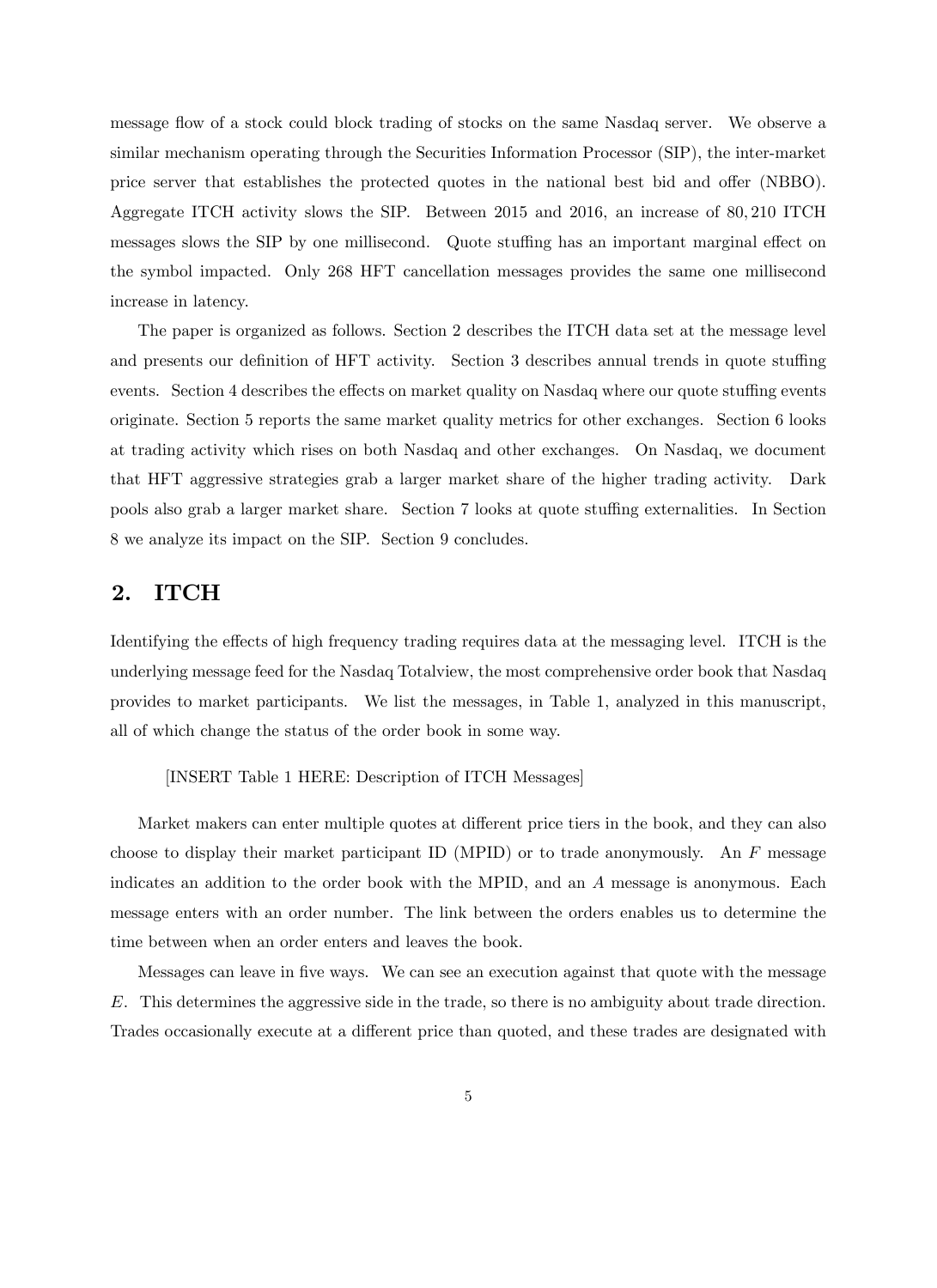message flow of a stock could block trading of stocks on the same Nasdaq server. We observe a similar mechanism operating through the Securities Information Processor (SIP), the inter-market price server that establishes the protected quotes in the national best bid and offer (NBBO). Aggregate ITCH activity slows the SIP. Between 2015 and 2016, an increase of 80,210 ITCH messages slows the SIP by one millisecond. Quote stuffing has an important marginal effect on the symbol impacted. Only 268 HFT cancellation messages provides the same one millisecond increase in latency.

The paper is organized as follows. Section 2 describes the ITCH data set at the message level and presents our definition of HFT activity. Section 3 describes annual trends in quote stuffing events. Section 4 describes the effects on market quality on Nasdaq where our quote stuffing events originate. Section 5 reports the same market quality metrics for other exchanges. Section 6 looks at trading activity which rises on both Nasdaq and other exchanges. On Nasdaq, we document that HFT aggressive strategies grab a larger market share of the higher trading activity. Dark pools also grab a larger market share. Section 7 looks at quote stuffing externalities. In Section 8 we analyze its impact on the SIP. Section 9 concludes.

## 2. ITCH

Identifying the effects of high frequency trading requires data at the messaging level. ITCH is the underlying message feed for the Nasdaq Totalview, the most comprehensive order book that Nasdaq provides to market participants. We list the messages, in Table 1, analyzed in this manuscript, all of which change the status of the order book in some way.

[INSERT Table 1 HERE: Description of ITCH Messages]

Market makers can enter multiple quotes at different price tiers in the book, and they can also choose to display their market participant ID (MPID) or to trade anonymously. An $F$ message indicates an addition to the order book with the MPID, and an $A$ message is anonymous. Each message enters with an order number. The link between the orders enables us to determine the time between when an order enters and leaves the book.

Messages can leave in five ways. We can see an execution against that quote with the message $E$. This determines the aggressive side in the trade, so there is no ambiguity about trade direction. Trades occasionally execute at a different price than quoted, and these trades are designated with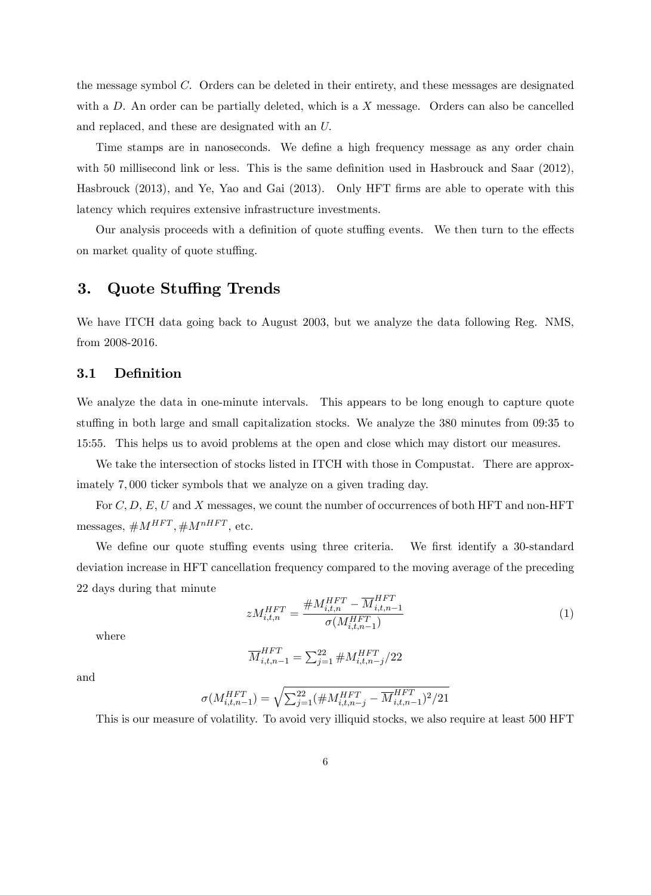the message symbol $C$. Orders can be deleted in their entirety, and these messages are designated with a $D$. An order can be partially deleted, which is a $X$ message. Orders can also be cancelled and replaced, and these are designated with an $U$.

Time stamps are in nanoseconds. We define a high frequency message as any order chain with 50 millisecond link or less. This is the same definition used in Hasbrouck and Saar (2012), Hasbrouck (2013), and Ye, Yao and Gai (2013). Only HFT firms are able to operate with this latency which requires extensive infrastructure investments.

Our analysis proceeds with a definition of quote stuffing events. We then turn to the effects on market quality of quote stuffing.

## 3. Quote Stuffing Trends

We have ITCH data going back to August 2003, but we analyze the data following Reg. NMS, from 2008-2016.

### 3.1 Definition

We analyze the data in one-minute intervals. This appears to be long enough to capture quote stuffing in both large and small capitalization stocks. We analyze the 380 minutes from 09:35 to 15:55. This helps us to avoid problems at the open and close which may distort our measures.

We take the intersection of stocks listed in ITCH with those in Compustat. There are approximately 7,000 ticker symbols that we analyze on a given trading day.

For $C$, $D$, $E$, $U$ and $X$ messages, we count the number of occurrences of both HFT and non-HFT messages, $\#M^{HFT}, \#M^{nHFT}$, etc.

We define our quote stuffing events using three criteria. We first identify a 30-standard deviation increase in HFT cancellation frequency compared to the moving average of the preceding 22 days during that minute

$$zM^{HFT}_{i,t,n} = \frac{\#M^{HFT}_{i,t,n} - \overline{M}^{HFT}_{i,t,n-1}}{\sigma(M^{HFT}_{i,t,n-1})} \tag{1}$$

where

$$\overline{M}^{HFT}_{i,t,n-1} = \textstyle\sum_{j=1}^{22} \#M^{HFT}_{i,t,n-j}/22$$

and

$$\sigma(M^{HFT}_{i,t,n-1}) = \sqrt{\textstyle\sum_{j=1}^{22}(\#M^{HFT}_{i,t,n-j} - \overline{M}^{HFT}_{i,t,n-1})^2/21}$$

This is our measure of volatility. To avoid very illiquid stocks, we also require at least 500 HFT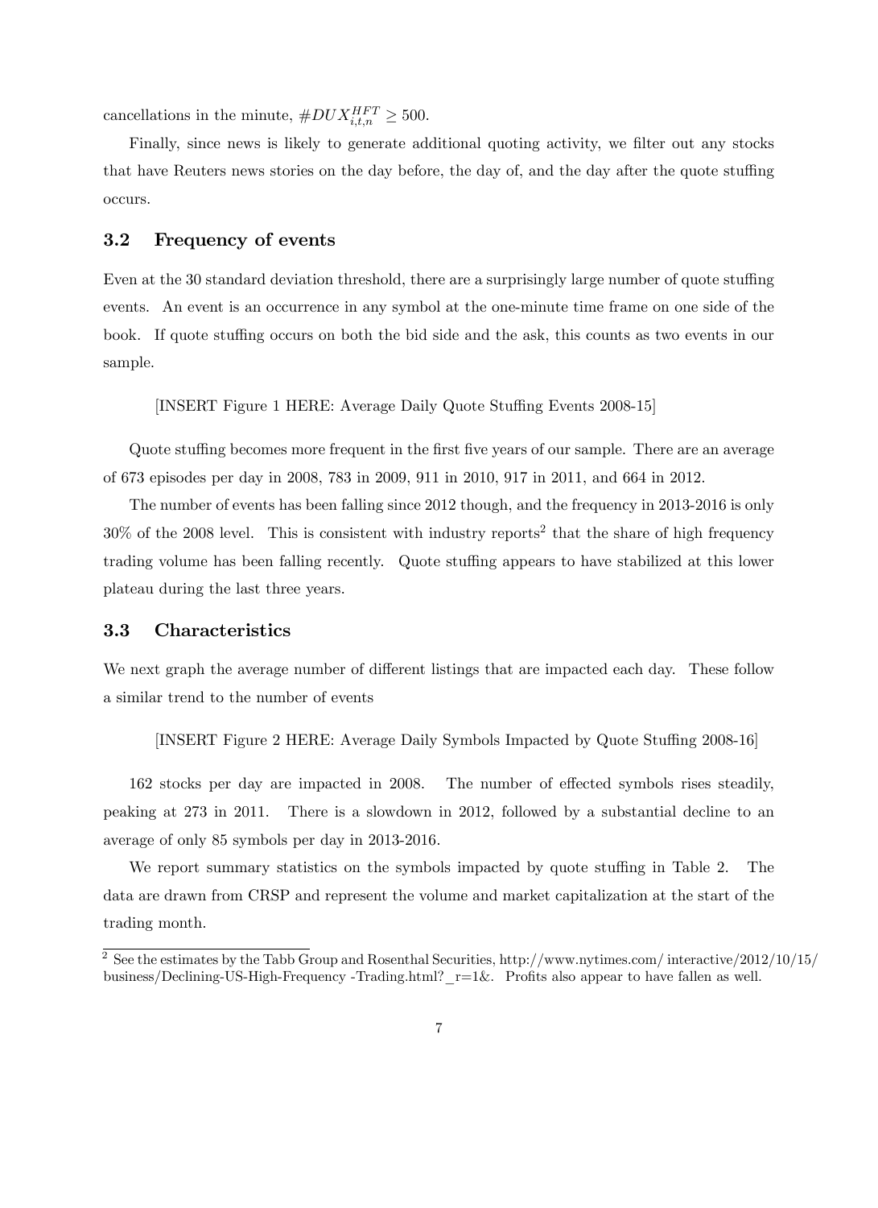cancellations in the minute, $\#DUX_{i,t,n}^{HFT} \geq 500$.

Finally, since news is likely to generate additional quoting activity, we filter out any stocks that have Reuters news stories on the day before, the day of, and the day after the quote stuffing occurs.

### 3.2 Frequency of events

Even at the 30 standard deviation threshold, there are a surprisingly large number of quote stuffing events. An event is an occurrence in any symbol at the one-minute time frame on one side of the book. If quote stuffing occurs on both the bid side and the ask, this counts as two events in our sample.

[INSERT Figure 1 HERE: Average Daily Quote Stuffing Events 2008-15]

Quote stuffing becomes more frequent in the first five years of our sample. There are an average of 673 episodes per day in 2008, 783 in 2009, 911 in 2010, 917 in 2011, and 664 in 2012.

The number of events has been falling since 2012 though, and the frequency in 2013-2016 is only 30% of the 2008 level. This is consistent with industry reports[2] that the share of high frequency trading volume has been falling recently. Quote stuffing appears to have stabilized at this lower plateau during the last three years.

### 3.3 Characteristics

We next graph the average number of different listings that are impacted each day. These follow a similar trend to the number of events

[INSERT Figure 2 HERE: Average Daily Symbols Impacted by Quote Stuffing 2008-16]

162 stocks per day are impacted in 2008. The number of effected symbols rises steadily, peaking at 273 in 2011. There is a slowdown in 2012, followed by a substantial decline to an average of only 85 symbols per day in 2013-2016.

We report summary statistics on the symbols impacted by quote stuffing in Table 2. The data are drawn from CRSP and represent the volume and market capitalization at the start of the trading month.

[2] See the estimates by the Tabb Group and Rosenthal Securities, http://www.nytimes.com/ interactive/2012/10/15/ business/Declining-US-High-Frequency -Trading.html?_r=1&. Profits also appear to have fallen as well.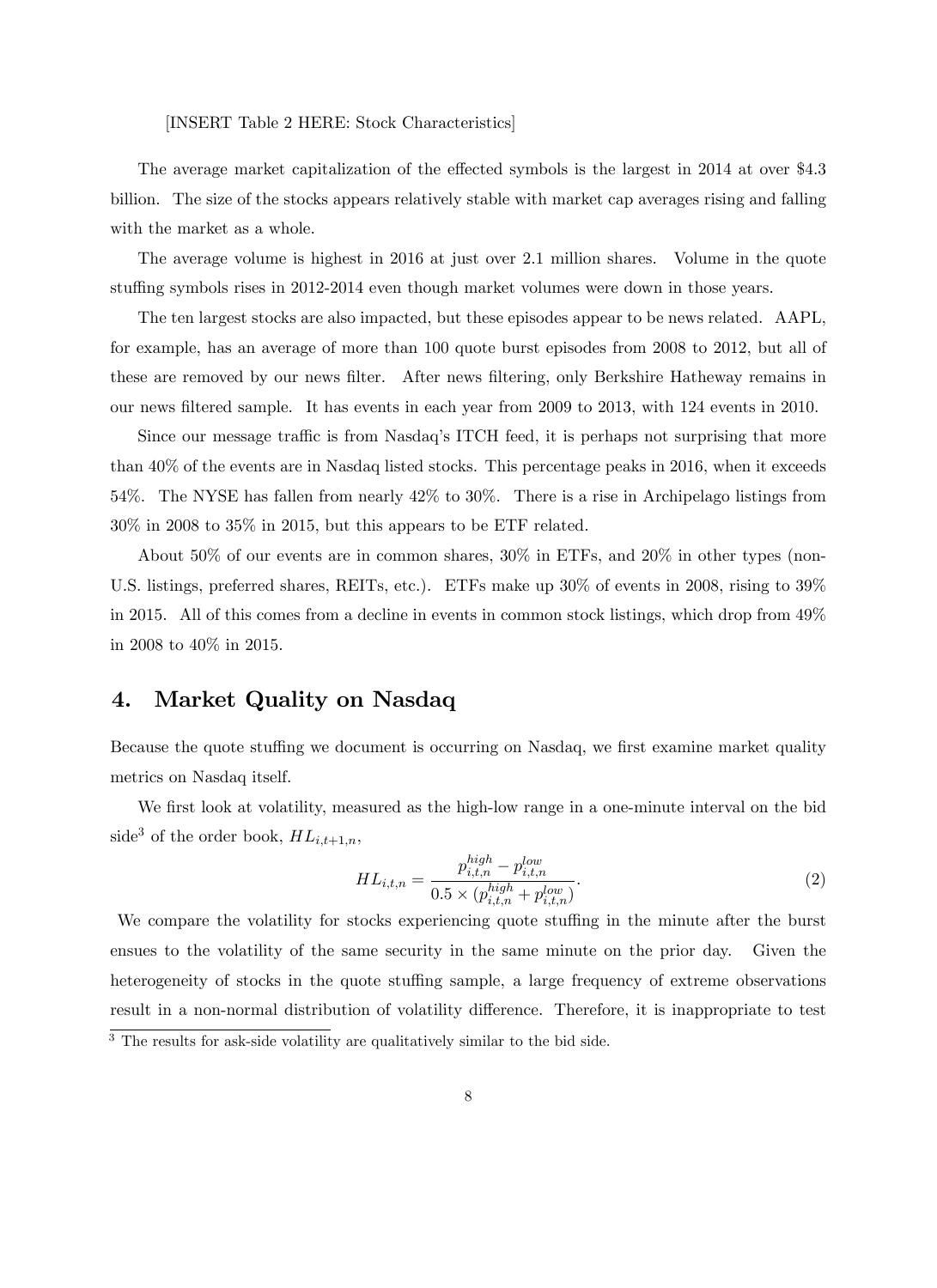[INSERT Table 2 HERE: Stock Characteristics]

The average market capitalization of the effected symbols is the largest in 2014 at over \$4.3 billion. The size of the stocks appears relatively stable with market cap averages rising and falling with the market as a whole.

The average volume is highest in 2016 at just over 2.1 million shares. Volume in the quote stuffing symbols rises in 2012-2014 even though market volumes were down in those years.

The ten largest stocks are also impacted, but these episodes appear to be news related. AAPL, for example, has an average of more than 100 quote burst episodes from 2008 to 2012, but all of these are removed by our news filter. After news filtering, only Berkshire Hatheway remains in our news filtered sample. It has events in each year from 2009 to 2013, with 124 events in 2010.

Since our message traffic is from Nasdaq's ITCH feed, it is perhaps not surprising that more than 40% of the events are in Nasdaq listed stocks. This percentage peaks in 2016, when it exceeds 54%. The NYSE has fallen from nearly 42% to 30%. There is a rise in Archipelago listings from 30% in 2008 to 35% in 2015, but this appears to be ETF related.

About 50% of our events are in common shares, 30% in ETFs, and 20% in other types (non-U.S. listings, preferred shares, REITs, etc.). ETFs make up 30% of events in 2008, rising to 39% in 2015. All of this comes from a decline in events in common stock listings, which drop from 49% in 2008 to 40% in 2015.

## 4. Market Quality on Nasdaq

Because the quote stuffing we document is occurring on Nasdaq, we first examine market quality metrics on Nasdaq itself.

We first look at volatility, measured as the high-low range in a one-minute interval on the bid side[3] of the order book, $HL_{i,t+1,n}$,

$$HL_{i,t,n} = \frac{p^{high}_{i,t,n} - p^{low}_{i,t,n}}{0.5 \times (p^{high}_{i,t,n} + p^{low}_{i,t,n})}. \tag{2}$$

We compare the volatility for stocks experiencing quote stuffing in the minute after the burst ensues to the volatility of the same security in the same minute on the prior day. Given the heterogeneity of stocks in the quote stuffing sample, a large frequency of extreme observations result in a non-normal distribution of volatility difference. Therefore, it is inappropriate to test

[3] The results for ask-side volatility are qualitatively similar to the bid side.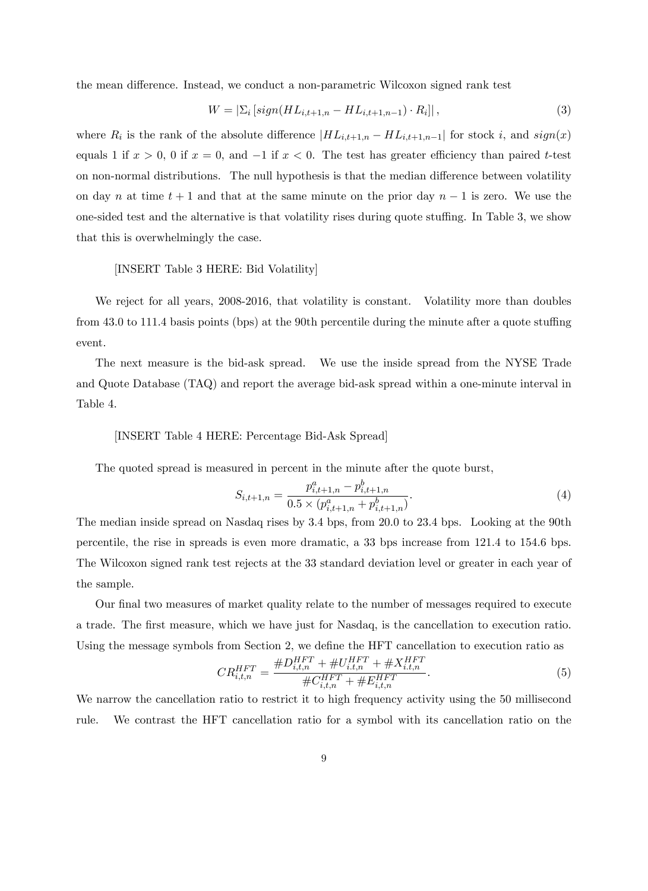the mean difference. Instead, we conduct a non-parametric Wilcoxon signed rank test

$$W = |\Sigma_i \left[ sign(HL_{i,t+1,n} - HL_{i,t+1,n-1}) \cdot R_i \right]|, \tag{3}$$

where $R_i$ is the rank of the absolute difference $|HL_{i,t+1,n} - HL_{i,t+1,n-1}|$ for stock $i$, and $sign(x)$ equals 1 if $x > 0$, 0 if $x = 0$, and $-1$ if $x < 0$. The test has greater efficiency than paired $t$-test on non-normal distributions. The null hypothesis is that the median difference between volatility on day $n$ at time $t+1$ and that at the same minute on the prior day $n-1$ is zero. We use the one-sided test and the alternative is that volatility rises during quote stuffing. In Table 3, we show that this is overwhelmingly the case.

[INSERT Table 3 HERE: Bid Volatility]

We reject for all years, 2008-2016, that volatility is constant. Volatility more than doubles from 43.0 to 111.4 basis points (bps) at the 90th percentile during the minute after a quote stuffing event.

The next measure is the bid-ask spread. We use the inside spread from the NYSE Trade and Quote Database (TAQ) and report the average bid-ask spread within a one-minute interval in Table 4.

[INSERT Table 4 HERE: Percentage Bid-Ask Spread]

The quoted spread is measured in percent in the minute after the quote burst,

$$S_{i,t+1,n} = \frac{p^a_{i,t+1,n} - p^b_{i,t+1,n}}{0.5 \times (p^a_{i,t+1,n} + p^b_{i,t+1,n})}. \tag{4}$$

The median inside spread on Nasdaq rises by 3.4 bps, from 20.0 to 23.4 bps. Looking at the 90th percentile, the rise in spreads is even more dramatic, a 33 bps increase from 121.4 to 154.6 bps. The Wilcoxon signed rank test rejects at the 33 standard deviation level or greater in each year of the sample.

Our final two measures of market quality relate to the number of messages required to execute a trade. The first measure, which we have just for Nasdaq, is the cancellation to execution ratio. Using the message symbols from Section 2, we define the HFT cancellation to execution ratio as

$$CR^{HFT}_{i,t,n} = \frac{\#D^{HFT}_{i,t,n} + \#U^{HFT}_{i.t,n} + \#X^{HFT}_{i.t,n}}{\#C^{HFT}_{i,t,n} + \#E^{HFT}_{i,t,n}}. \tag{5}$$

We narrow the cancellation ratio to restrict it to high frequency activity using the 50 millisecond rule. We contrast the HFT cancellation ratio for a symbol with its cancellation ratio on the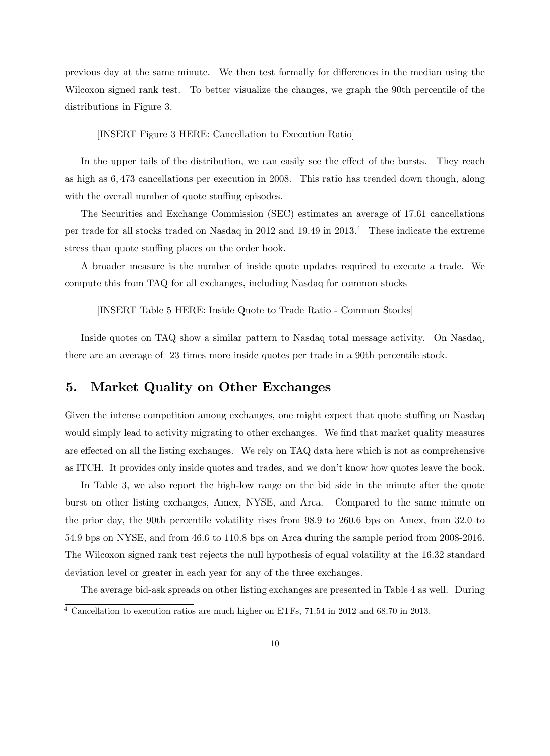previous day at the same minute. We then test formally for differences in the median using the Wilcoxon signed rank test. To better visualize the changes, we graph the 90th percentile of the distributions in Figure 3.

[INSERT Figure 3 HERE: Cancellation to Execution Ratio]

In the upper tails of the distribution, we can easily see the effect of the bursts. They reach as high as 6,473 cancellations per execution in 2008. This ratio has trended down though, along with the overall number of quote stuffing episodes.

The Securities and Exchange Commission (SEC) estimates an average of 17.61 cancellations per trade for all stocks traded on Nasdaq in 2012 and 19.49 in 2013.[4] These indicate the extreme stress than quote stuffing places on the order book.

A broader measure is the number of inside quote updates required to execute a trade. We compute this from TAQ for all exchanges, including Nasdaq for common stocks

[INSERT Table 5 HERE: Inside Quote to Trade Ratio - Common Stocks]

Inside quotes on TAQ show a similar pattern to Nasdaq total message activity. On Nasdaq, there are an average of 23 times more inside quotes per trade in a 90th percentile stock.

## 5. Market Quality on Other Exchanges

Given the intense competition among exchanges, one might expect that quote stuffing on Nasdaq would simply lead to activity migrating to other exchanges. We find that market quality measures are effected on all the listing exchanges. We rely on TAQ data here which is not as comprehensive as ITCH. It provides only inside quotes and trades, and we don't know how quotes leave the book.

In Table 3, we also report the high-low range on the bid side in the minute after the quote burst on other listing exchanges, Amex, NYSE, and Arca. Compared to the same minute on the prior day, the 90th percentile volatility rises from 98.9 to 260.6 bps on Amex, from 32.0 to 54.9 bps on NYSE, and from 46.6 to 110.8 bps on Arca during the sample period from 2008-2016. The Wilcoxon signed rank test rejects the null hypothesis of equal volatility at the 16.32 standard deviation level or greater in each year for any of the three exchanges.

The average bid-ask spreads on other listing exchanges are presented in Table 4 as well. During

[4] Cancellation to execution ratios are much higher on ETFs, 71.54 in 2012 and 68.70 in 2013.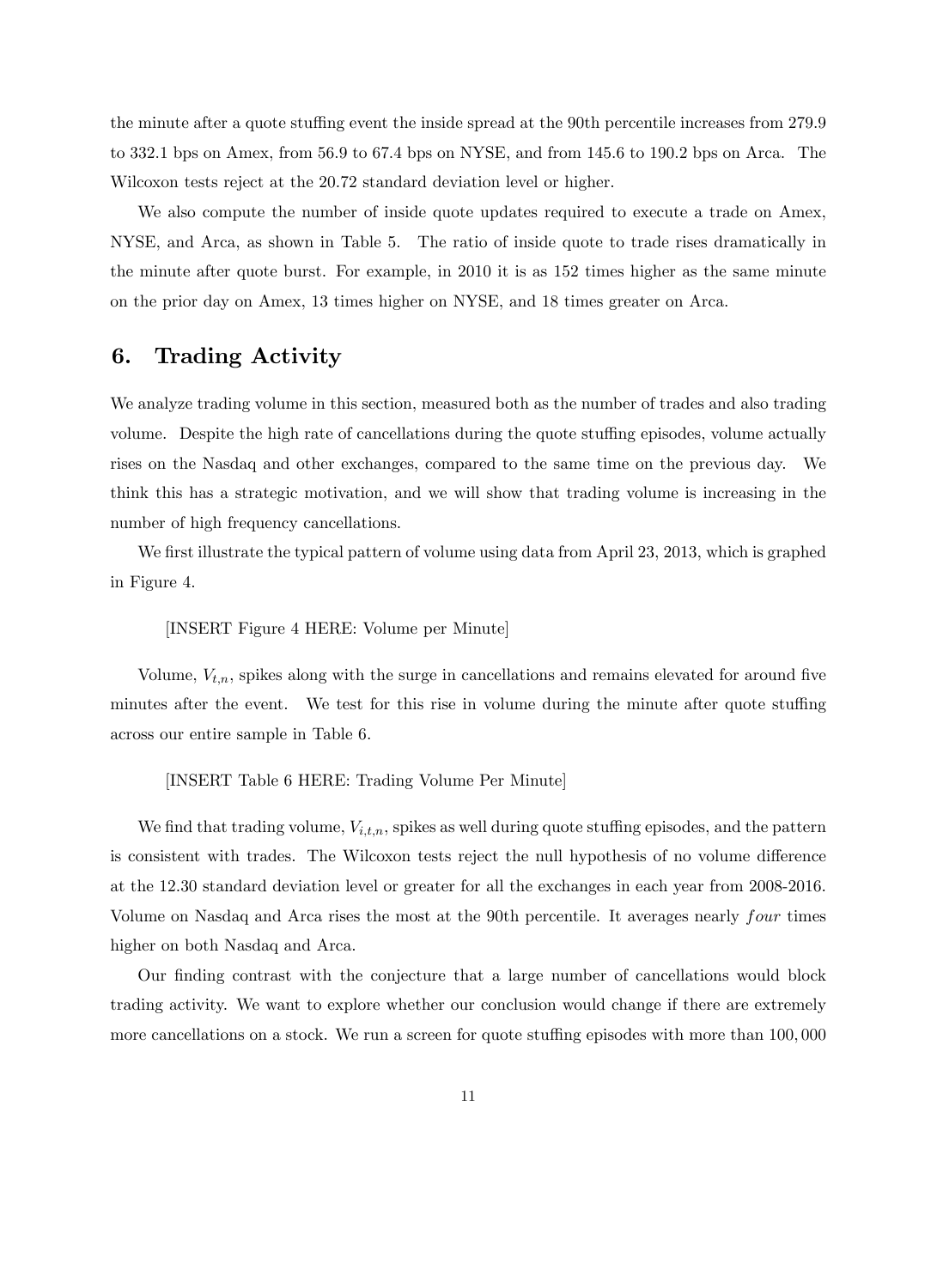the minute after a quote stuffing event the inside spread at the 90th percentile increases from 279.9 to 332.1 bps on Amex, from 56.9 to 67.4 bps on NYSE, and from 145.6 to 190.2 bps on Arca. The Wilcoxon tests reject at the 20.72 standard deviation level or higher.

We also compute the number of inside quote updates required to execute a trade on Amex, NYSE, and Arca, as shown in Table 5. The ratio of inside quote to trade rises dramatically in the minute after quote burst. For example, in 2010 it is as 152 times higher as the same minute on the prior day on Amex, 13 times higher on NYSE, and 18 times greater on Arca.

## 6. Trading Activity

We analyze trading volume in this section, measured both as the number of trades and also trading volume. Despite the high rate of cancellations during the quote stuffing episodes, volume actually rises on the Nasdaq and other exchanges, compared to the same time on the previous day. We think this has a strategic motivation, and we will show that trading volume is increasing in the number of high frequency cancellations.

We first illustrate the typical pattern of volume using data from April 23, 2013, which is graphed in Figure 4.

[INSERT Figure 4 HERE: Volume per Minute]

Volume, $V_{t,n}$, spikes along with the surge in cancellations and remains elevated for around five minutes after the event. We test for this rise in volume during the minute after quote stuffing across our entire sample in Table 6.

[INSERT Table 6 HERE: Trading Volume Per Minute]

We find that trading volume, $V_{i,t,n}$, spikes as well during quote stuffing episodes, and the pattern is consistent with trades. The Wilcoxon tests reject the null hypothesis of no volume difference at the 12.30 standard deviation level or greater for all the exchanges in each year from 2008-2016. Volume on Nasdaq and Arca rises the most at the 90th percentile. It averages nearly *four* times higher on both Nasdaq and Arca.

Our finding contrast with the conjecture that a large number of cancellations would block trading activity. We want to explore whether our conclusion would change if there are extremely more cancellations on a stock. We run a screen for quote stuffing episodes with more than 100,000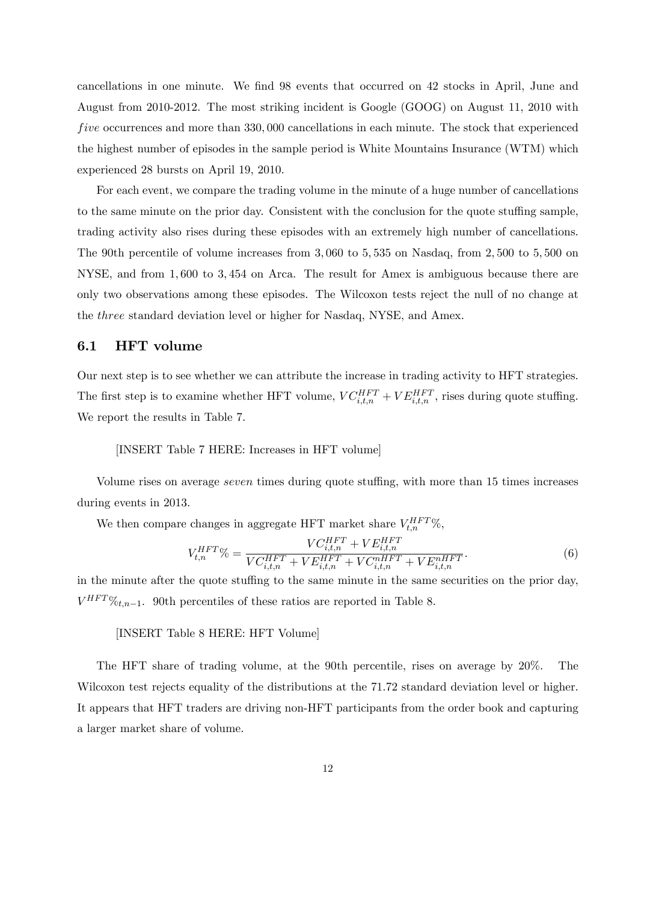cancellations in one minute. We find 98 events that occurred on 42 stocks in April, June and August from 2010-2012. The most striking incident is Google (GOOG) on August 11, 2010 with *five* occurrences and more than 330,000 cancellations in each minute. The stock that experienced the highest number of episodes in the sample period is White Mountains Insurance (WTM) which experienced 28 bursts on April 19, 2010.

For each event, we compare the trading volume in the minute of a huge number of cancellations to the same minute on the prior day. Consistent with the conclusion for the quote stuffing sample, trading activity also rises during these episodes with an extremely high number of cancellations. The 90th percentile of volume increases from 3,060 to 5,535 on Nasdaq, from 2,500 to 5,500 on NYSE, and from 1,600 to 3,454 on Arca. The result for Amex is ambiguous because there are only two observations among these episodes. The Wilcoxon tests reject the null of no change at the *three* standard deviation level or higher for Nasdaq, NYSE, and Amex.

### 6.1 HFT volume

Our next step is to see whether we can attribute the increase in trading activity to HFT strategies. The first step is to examine whether HFT volume, $VC_{i,t,n}^{HFT} + VE_{i,t,n}^{HFT}$, rises during quote stuffing. We report the results in Table 7.

[INSERT Table 7 HERE: Increases in HFT volume]

Volume rises on average *seven* times during quote stuffing, with more than 15 times increases during events in 2013.

We then compare changes in aggregate HFT market share $V_{t,n}^{HFT}\%$,

$$V_{t,n}^{HFT}\% = \frac{VC_{i,t,n}^{HFT} + VE_{i,t,n}^{HFT}}{VC_{i,t,n}^{HFT} + VE_{i,t,n}^{HFT} + VC_{i,t,n}^{nHFT} + VE_{i,t,n}^{nHFT}}. \tag{6}$$

in the minute after the quote stuffing to the same minute in the same securities on the prior day, $V^{HFT}\%_{t,n-1}$. 90th percentiles of these ratios are reported in Table 8.

[INSERT Table 8 HERE: HFT Volume]

The HFT share of trading volume, at the 90th percentile, rises on average by 20%. The Wilcoxon test rejects equality of the distributions at the 71.72 standard deviation level or higher. It appears that HFT traders are driving non-HFT participants from the order book and capturing a larger market share of volume.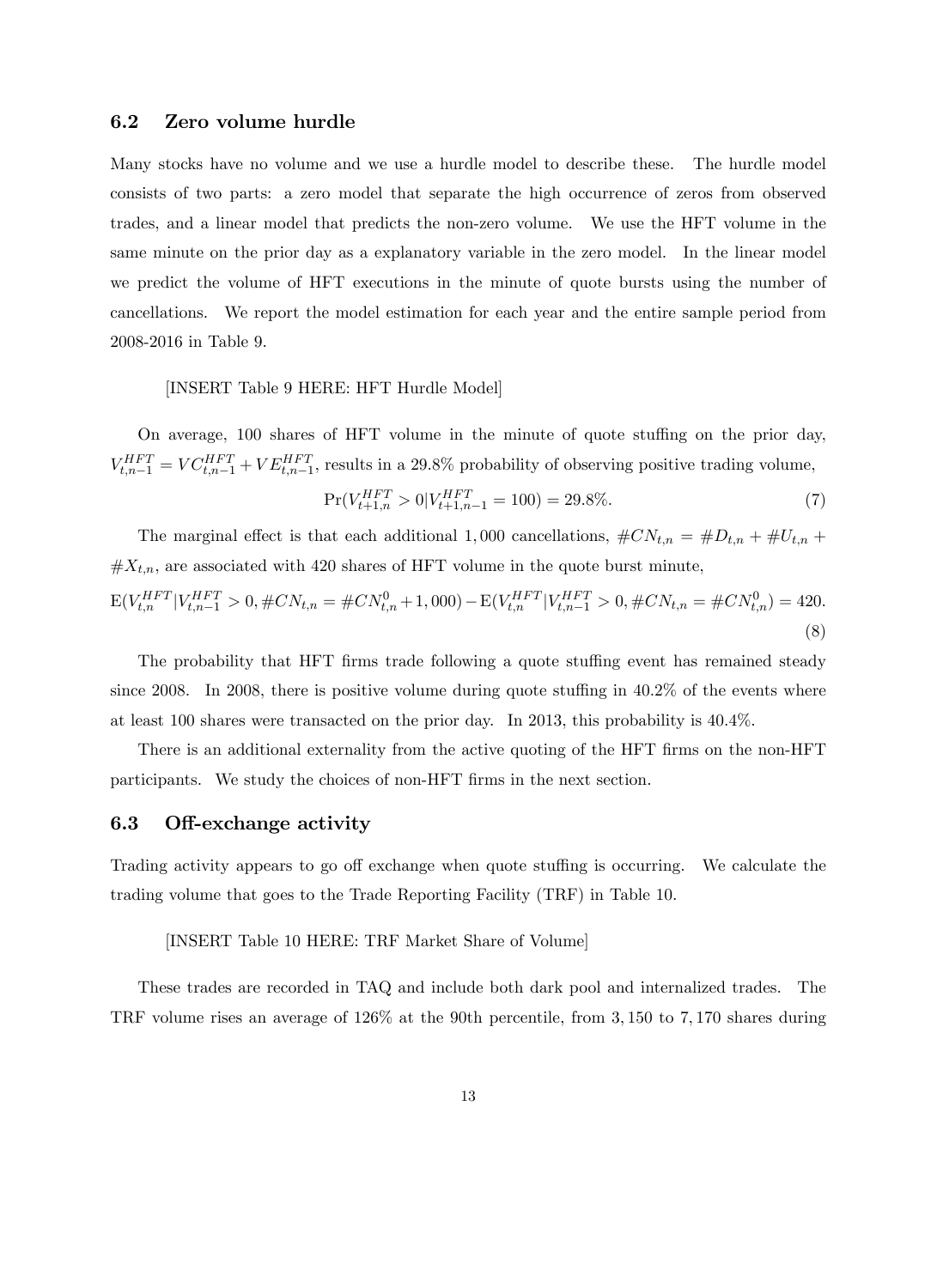## 6.2 Zero volume hurdle

Many stocks have no volume and we use a hurdle model to describe these. The hurdle model consists of two parts: a zero model that separate the high occurrence of zeros from observed trades, and a linear model that predicts the non-zero volume. We use the HFT volume in the same minute on the prior day as a explanatory variable in the zero model. In the linear model we predict the volume of HFT executions in the minute of quote bursts using the number of cancellations. We report the model estimation for each year and the entire sample period from 2008-2016 in Table 9.

[INSERT Table 9 HERE: HFT Hurdle Model]

On average, 100 shares of HFT volume in the minute of quote stuffing on the prior day, $V_{t,n-1}^{HFT} = VC_{t,n-1}^{HFT} + VE_{t,n-1}^{HFT}$, results in a 29.8% probability of observing positive trading volume,

$$\Pr(V_{t+1,n}^{HFT} > 0 | V_{t+1,n-1}^{HFT} = 100) = 29.8\%. \tag{7}$$

The marginal effect is that each additional 1,000 cancellations, $\#CN_{t,n} = \#D_{t,n} + \#U_{t,n} + \#X_{t,n}$, are associated with 420 shares of HFT volume in the quote burst minute,

$$\mathrm{E}(V_{t,n}^{HFT} | V_{t,n-1}^{HFT} > 0, \#CN_{t,n} = \#CN_{t,n}^{0} + 1,000) - \mathrm{E}(V_{t,n}^{HFT} | V_{t,n-1}^{HFT} > 0, \#CN_{t,n} = \#CN_{t,n}^{0}) = 420. \tag{8}$$

The probability that HFT firms trade following a quote stuffing event has remained steady since 2008. In 2008, there is positive volume during quote stuffing in 40.2% of the events where at least 100 shares were transacted on the prior day. In 2013, this probability is 40.4%.

There is an additional externality from the active quoting of the HFT firms on the non-HFT participants. We study the choices of non-HFT firms in the next section.

## 6.3 Off-exchange activity

Trading activity appears to go off exchange when quote stuffing is occurring. We calculate the trading volume that goes to the Trade Reporting Facility (TRF) in Table 10.

[INSERT Table 10 HERE: TRF Market Share of Volume]

These trades are recorded in TAQ and include both dark pool and internalized trades. The TRF volume rises an average of 126% at the 90th percentile, from 3,150 to 7,170 shares during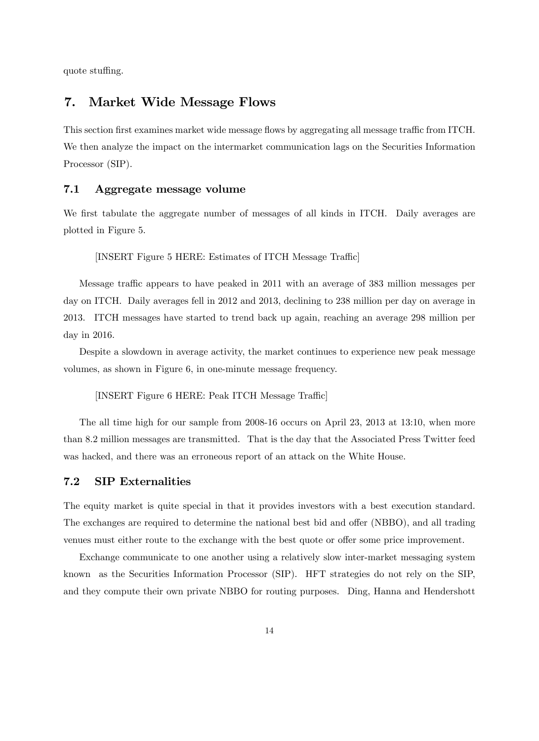quote stuffing.

## 7. Market Wide Message Flows

This section first examines market wide message flows by aggregating all message traffic from ITCH. We then analyze the impact on the intermarket communication lags on the Securities Information Processor (SIP).

### 7.1 Aggregate message volume

We first tabulate the aggregate number of messages of all kinds in ITCH. Daily averages are plotted in Figure 5.

[INSERT Figure 5 HERE: Estimates of ITCH Message Traffic]

Message traffic appears to have peaked in 2011 with an average of 383 million messages per day on ITCH. Daily averages fell in 2012 and 2013, declining to 238 million per day on average in 2013. ITCH messages have started to trend back up again, reaching an average 298 million per day in 2016.

Despite a slowdown in average activity, the market continues to experience new peak message volumes, as shown in Figure 6, in one-minute message frequency.

[INSERT Figure 6 HERE: Peak ITCH Message Traffic]

The all time high for our sample from 2008-16 occurs on April 23, 2013 at 13:10, when more than 8.2 million messages are transmitted. That is the day that the Associated Press Twitter feed was hacked, and there was an erroneous report of an attack on the White House.

### 7.2 SIP Externalities

The equity market is quite special in that it provides investors with a best execution standard. The exchanges are required to determine the national best bid and offer (NBBO), and all trading venues must either route to the exchange with the best quote or offer some price improvement.

Exchange communicate to one another using a relatively slow inter-market messaging system known as the Securities Information Processor (SIP). HFT strategies do not rely on the SIP, and they compute their own private NBBO for routing purposes. Ding, Hanna and Hendershott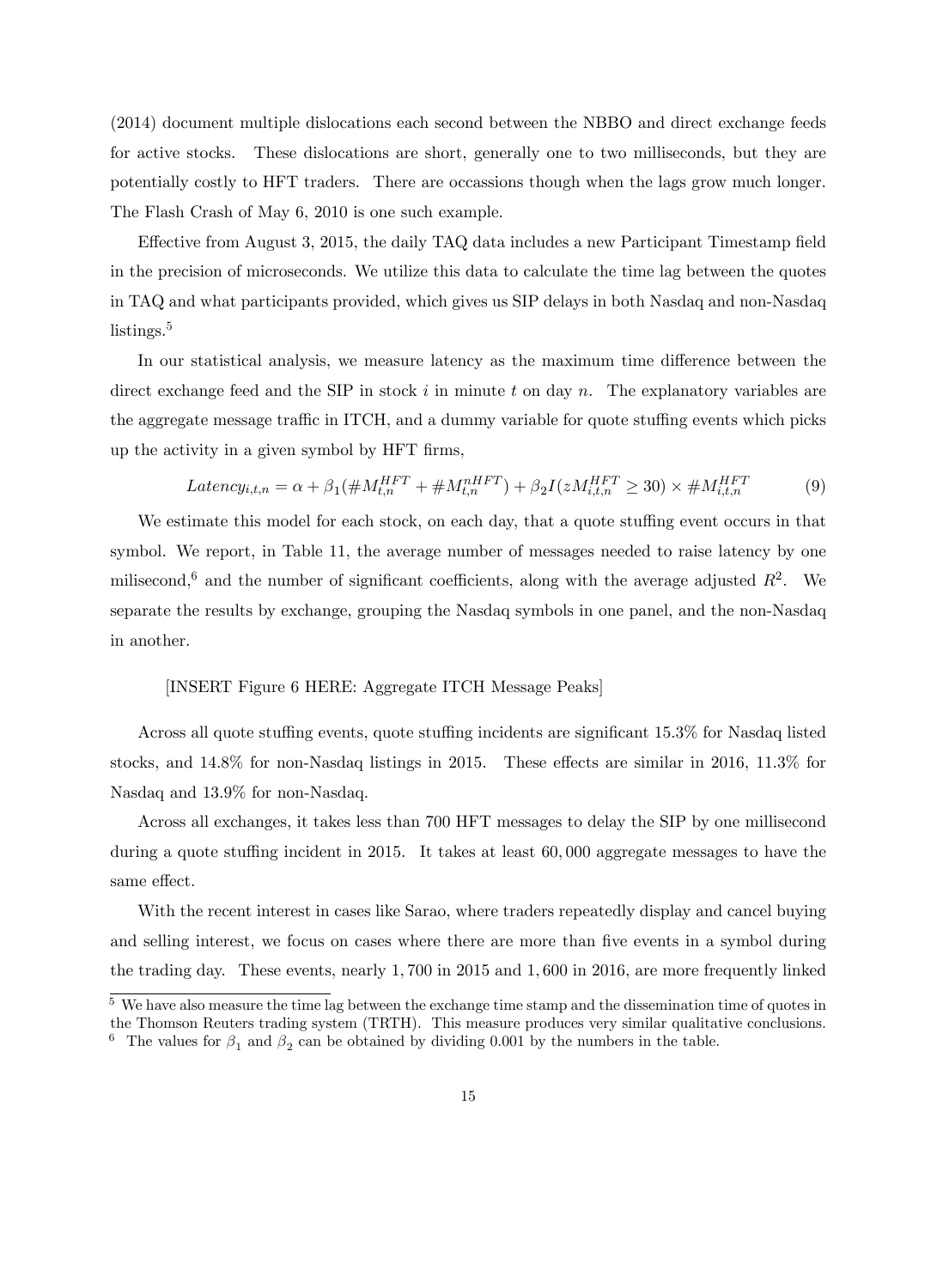(2014) document multiple dislocations each second between the NBBO and direct exchange feeds for active stocks. These dislocations are short, generally one to two milliseconds, but they are potentially costly to HFT traders. There are occassions though when the lags grow much longer. The Flash Crash of May 6, 2010 is one such example.

Effective from August 3, 2015, the daily TAQ data includes a new Participant Timestamp field in the precision of microseconds. We utilize this data to calculate the time lag between the quotes in TAQ and what participants provided, which gives us SIP delays in both Nasdaq and non-Nasdaq listings.[5]

In our statistical analysis, we measure latency as the maximum time difference between the direct exchange feed and the SIP in stock $i$ in minute $t$ on day $n$. The explanatory variables are the aggregate message traffic in ITCH, and a dummy variable for quote stuffing events which picks up the activity in a given symbol by HFT firms,

$$Latency_{i,t,n} = \alpha + \beta_1(\#M_{t,n}^{HFT} + \#M_{t,n}^{nHFT}) + \beta_2 I(zM_{i,t,n}^{HFT} \geq 30) \times \#M_{i,t,n}^{HFT} \tag{9}$$

We estimate this model for each stock, on each day, that a quote stuffing event occurs in that symbol. We report, in Table 11, the average number of messages needed to raise latency by one milisecond,[6] and the number of significant coefficients, along with the average adjusted $R^2$. We separate the results by exchange, grouping the Nasdaq symbols in one panel, and the non-Nasdaq in another.

[INSERT Figure 6 HERE: Aggregate ITCH Message Peaks]

Across all quote stuffing events, quote stuffing incidents are significant 15.3% for Nasdaq listed stocks, and 14.8% for non-Nasdaq listings in 2015. These effects are similar in 2016, 11.3% for Nasdaq and 13.9% for non-Nasdaq.

Across all exchanges, it takes less than 700 HFT messages to delay the SIP by one millisecond during a quote stuffing incident in 2015. It takes at least 60,000 aggregate messages to have the same effect.

With the recent interest in cases like Sarao, where traders repeatedly display and cancel buying and selling interest, we focus on cases where there are more than five events in a symbol during the trading day. These events, nearly 1,700 in 2015 and 1,600 in 2016, are more frequently linked

[5] We have also measure the time lag between the exchange time stamp and the dissemination time of quotes in the Thomson Reuters trading system (TRTH). This measure produces very similar qualitative conclusions.

[6] The values for $\beta_1$ and $\beta_2$ can be obtained by dividing 0.001 by the numbers in the table.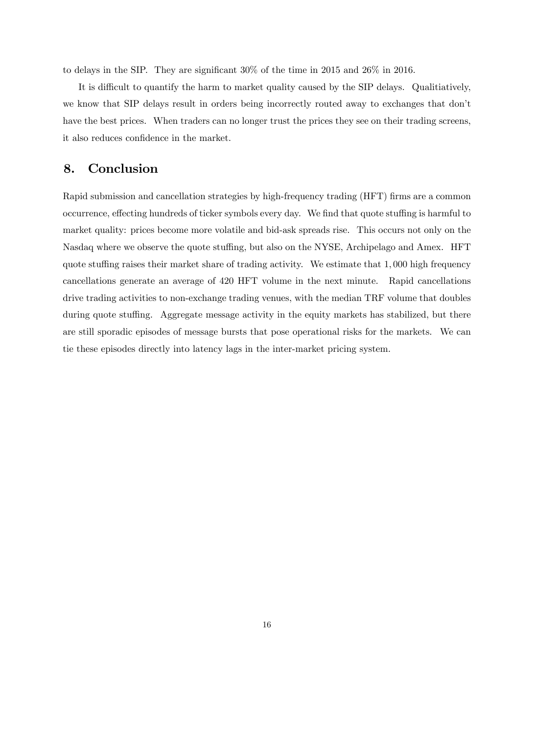to delays in the SIP. They are significant 30% of the time in 2015 and 26% in 2016.

It is difficult to quantify the harm to market quality caused by the SIP delays. Qualitiatively, we know that SIP delays result in orders being incorrectly routed away to exchanges that don't have the best prices. When traders can no longer trust the prices they see on their trading screens, it also reduces confidence in the market.

## 8. Conclusion

Rapid submission and cancellation strategies by high-frequency trading (HFT) firms are a common occurrence, effecting hundreds of ticker symbols every day. We find that quote stuffing is harmful to market quality: prices become more volatile and bid-ask spreads rise. This occurs not only on the Nasdaq where we observe the quote stuffing, but also on the NYSE, Archipelago and Amex. HFT quote stuffing raises their market share of trading activity. We estimate that 1,000 high frequency cancellations generate an average of 420 HFT volume in the next minute. Rapid cancellations drive trading activities to non-exchange trading venues, with the median TRF volume that doubles during quote stuffing. Aggregate message activity in the equity markets has stabilized, but there are still sporadic episodes of message bursts that pose operational risks for the markets. We can tie these episodes directly into latency lags in the inter-market pricing system.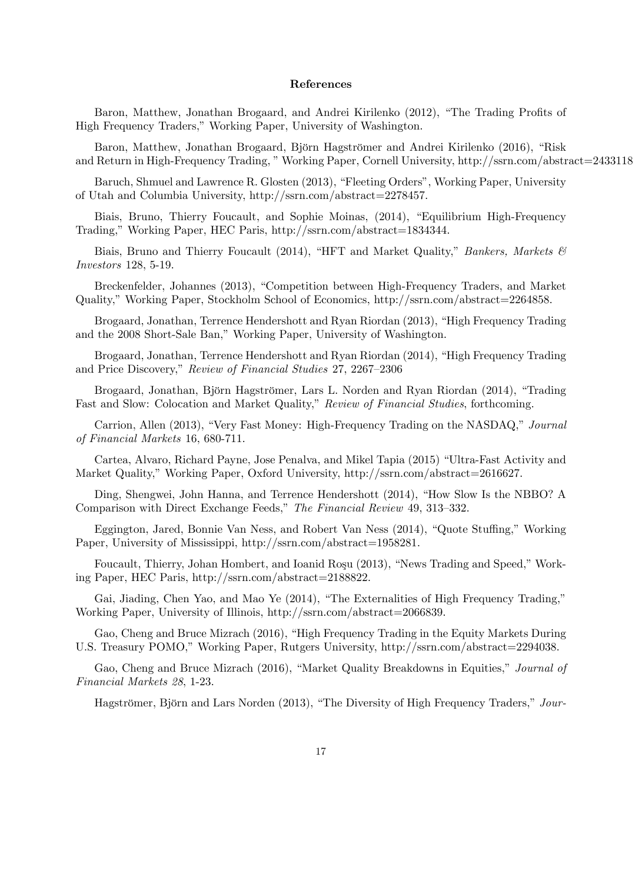# References

Baron, Matthew, Jonathan Brogaard, and Andrei Kirilenko (2012), "The Trading Profits of High Frequency Traders," Working Paper, University of Washington.

Baron, Matthew, Jonathan Brogaard, Björn Hagströmer and Andrei Kirilenko (2016), "Risk and Return in High-Frequency Trading, " Working Paper, Cornell University, http://ssrn.com/abstract=2433118

Baruch, Shmuel and Lawrence R. Glosten (2013), "Fleeting Orders", Working Paper, University of Utah and Columbia University, http://ssrn.com/abstract=2278457.

Biais, Bruno, Thierry Foucault, and Sophie Moinas, (2014), "Equilibrium High-Frequency Trading," Working Paper, HEC Paris, http://ssrn.com/abstract=1834344.

Biais, Bruno and Thierry Foucault (2014), "HFT and Market Quality," *Bankers, Markets & Investors* 128, 5-19.

Breckenfelder, Johannes (2013), "Competition between High-Frequency Traders, and Market Quality," Working Paper, Stockholm School of Economics, http://ssrn.com/abstract=2264858.

Brogaard, Jonathan, Terrence Hendershott and Ryan Riordan (2013), "High Frequency Trading and the 2008 Short-Sale Ban," Working Paper, University of Washington.

Brogaard, Jonathan, Terrence Hendershott and Ryan Riordan (2014), "High Frequency Trading and Price Discovery," *Review of Financial Studies* 27, 2267–2306

Brogaard, Jonathan, Björn Hagströmer, Lars L. Norden and Ryan Riordan (2014), "Trading Fast and Slow: Colocation and Market Quality," *Review of Financial Studies*, forthcoming.

Carrion, Allen (2013), "Very Fast Money: High-Frequency Trading on the NASDAQ," *Journal of Financial Markets* 16, 680-711.

Cartea, Alvaro, Richard Payne, Jose Penalva, and Mikel Tapia (2015) "Ultra-Fast Activity and Market Quality," Working Paper, Oxford University, http://ssrn.com/abstract=2616627.

Ding, Shengwei, John Hanna, and Terrence Hendershott (2014), "How Slow Is the NBBO? A Comparison with Direct Exchange Feeds," *The Financial Review* 49, 313–332.

Eggington, Jared, Bonnie Van Ness, and Robert Van Ness (2014), "Quote Stuffing," Working Paper, University of Mississippi, http://ssrn.com/abstract=1958281.

Foucault, Thierry, Johan Hombert, and Ioanid Roşu (2013), "News Trading and Speed," Working Paper, HEC Paris, http://ssrn.com/abstract=2188822.

Gai, Jiading, Chen Yao, and Mao Ye (2014), "The Externalities of High Frequency Trading," Working Paper, University of Illinois, http://ssrn.com/abstract=2066839.

Gao, Cheng and Bruce Mizrach (2016), "High Frequency Trading in the Equity Markets During U.S. Treasury POMO," Working Paper, Rutgers University, http://ssrn.com/abstract=2294038.

Gao, Cheng and Bruce Mizrach (2016), "Market Quality Breakdowns in Equities," *Journal of Financial Markets 28*, 1-23.

Hagströmer, Björn and Lars Norden (2013), "The Diversity of High Frequency Traders," *Jour-*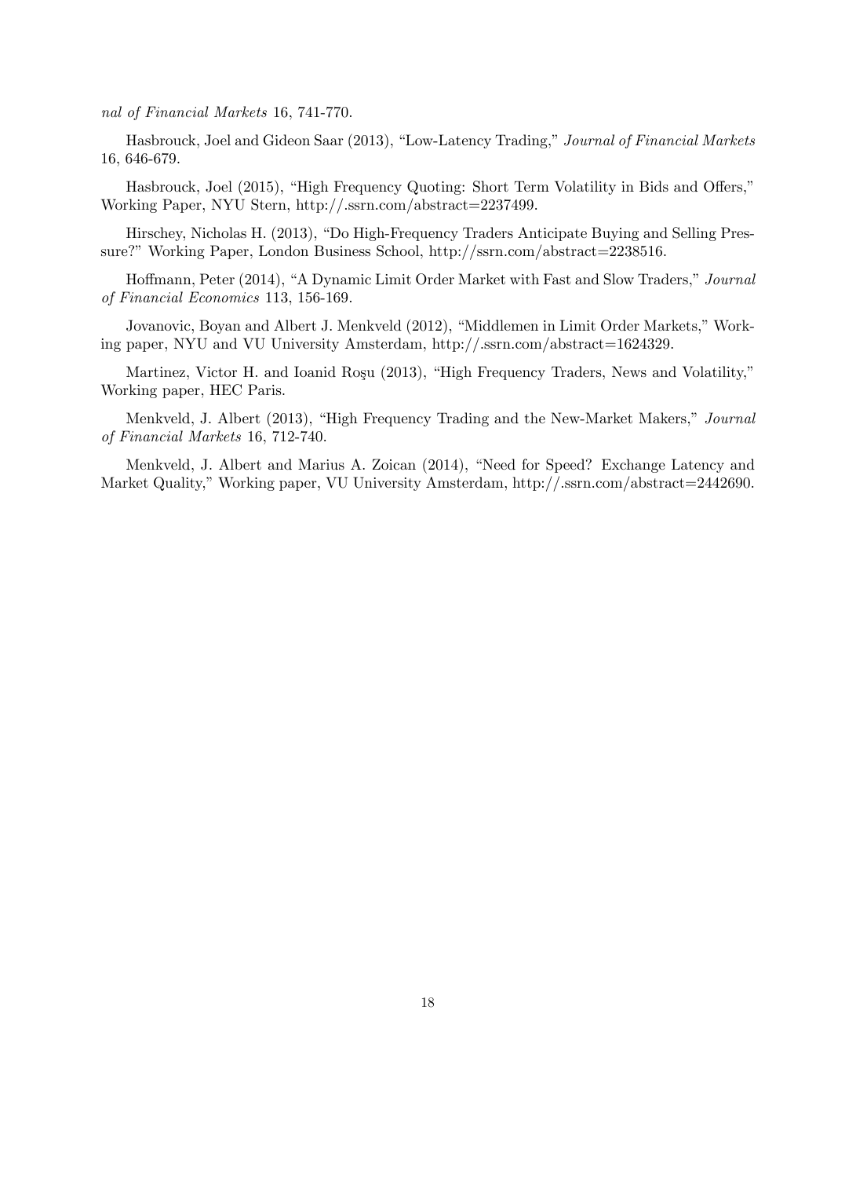*nal of Financial Markets* 16, 741-770.

Hasbrouck, Joel and Gideon Saar (2013), "Low-Latency Trading," *Journal of Financial Markets* 16, 646-679.

Hasbrouck, Joel (2015), "High Frequency Quoting: Short Term Volatility in Bids and Offers," Working Paper, NYU Stern, http://.ssrn.com/abstract=2237499.

Hirschey, Nicholas H. (2013), "Do High-Frequency Traders Anticipate Buying and Selling Pressure?" Working Paper, London Business School, http://ssrn.com/abstract=2238516.

Hoffmann, Peter (2014), "A Dynamic Limit Order Market with Fast and Slow Traders," *Journal of Financial Economics* 113, 156-169.

Jovanovic, Boyan and Albert J. Menkveld (2012), "Middlemen in Limit Order Markets," Working paper, NYU and VU University Amsterdam, http://.ssrn.com/abstract=1624329.

Martinez, Victor H. and Ioanid Roşu (2013), "High Frequency Traders, News and Volatility," Working paper, HEC Paris.

Menkveld, J. Albert (2013), "High Frequency Trading and the New-Market Makers," *Journal of Financial Markets* 16, 712-740.

Menkveld, J. Albert and Marius A. Zoican (2014), "Need for Speed? Exchange Latency and Market Quality," Working paper, VU University Amsterdam, http://.ssrn.com/abstract=2442690.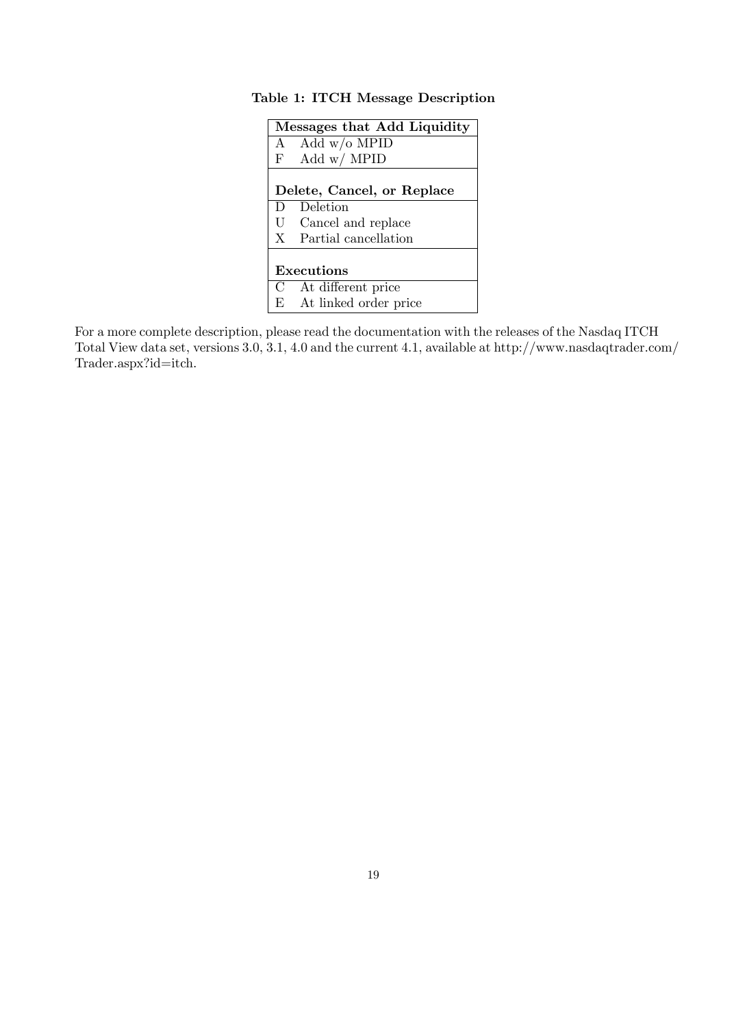**Table 1: ITCH Message Description**

| Messages that Add Liquidity | |
|---|---|
| A | Add w/o MPID |
| F | Add w/ MPID |
| **Delete, Cancel, or Replace** | |
| D | Deletion |
| U | Cancel and replace |
| X | Partial cancellation |
| **Executions** | |
| C | At different price |
| E | At linked order price |

For a more complete description, please read the documentation with the releases of the Nasdaq ITCH Total View data set, versions 3.0, 3.1, 4.0 and the current 4.1, available at http://www.nasdaqtrader.com/Trader.aspx?id=itch.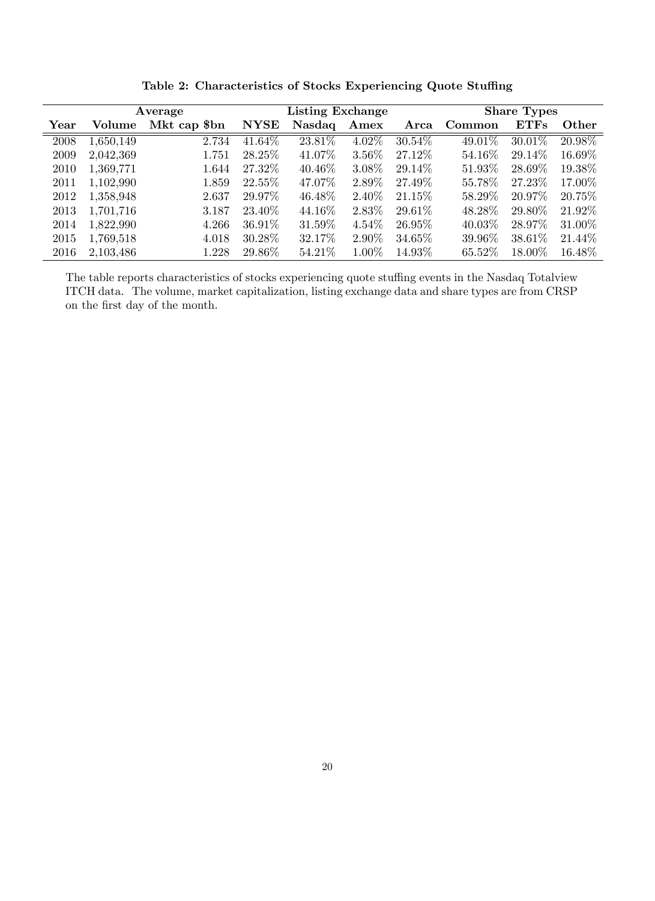**Table 2: Characteristics of Stocks Experiencing Quote Stuffing**

| | Average | | Listing Exchange | | | | Share Types | | |
|---|---|---|---|---|---|---|---|---|---|
| **Year** | **Volume** | **Mkt cap $bn** | **NYSE** | **Nasdaq** | **Amex** | **Arca** | **Common** | **ETFs** | **Other** |
| 2008 | 1,650,149 | 2.734 | 41.64% | 23.81% | 4.02% | 30.54% | 49.01% | 30.01% | 20.98% |
| 2009 | 2,042,369 | 1.751 | 28.25% | 41.07% | 3.56% | 27.12% | 54.16% | 29.14% | 16.69% |
| 2010 | 1,369,771 | 1.644 | 27.32% | 40.46% | 3.08% | 29.14% | 51.93% | 28.69% | 19.38% |
| 2011 | 1,102,990 | 1.859 | 22.55% | 47.07% | 2.89% | 27.49% | 55.78% | 27.23% | 17.00% |
| 2012 | 1,358,948 | 2.637 | 29.97% | 46.48% | 2.40% | 21.15% | 58.29% | 20.97% | 20.75% |
| 2013 | 1,701,716 | 3.187 | 23.40% | 44.16% | 2.83% | 29.61% | 48.28% | 29.80% | 21.92% |
| 2014 | 1,822,990 | 4.266 | 36.91% | 31.59% | 4.54% | 26.95% | 40.03% | 28.97% | 31.00% |
| 2015 | 1,769,518 | 4.018 | 30.28% | 32.17% | 2.90% | 34.65% | 39.96% | 38.61% | 21.44% |
| 2016 | 2,103,486 | 1.228 | 29.86% | 54.21% | 1.00% | 14.93% | 65.52% | 18.00% | 16.48% |

The table reports characteristics of stocks experiencing quote stuffing events in the Nasdaq Totalview ITCH data. The volume, market capitalization, listing exchange data and share types are from CRSP on the first day of the month.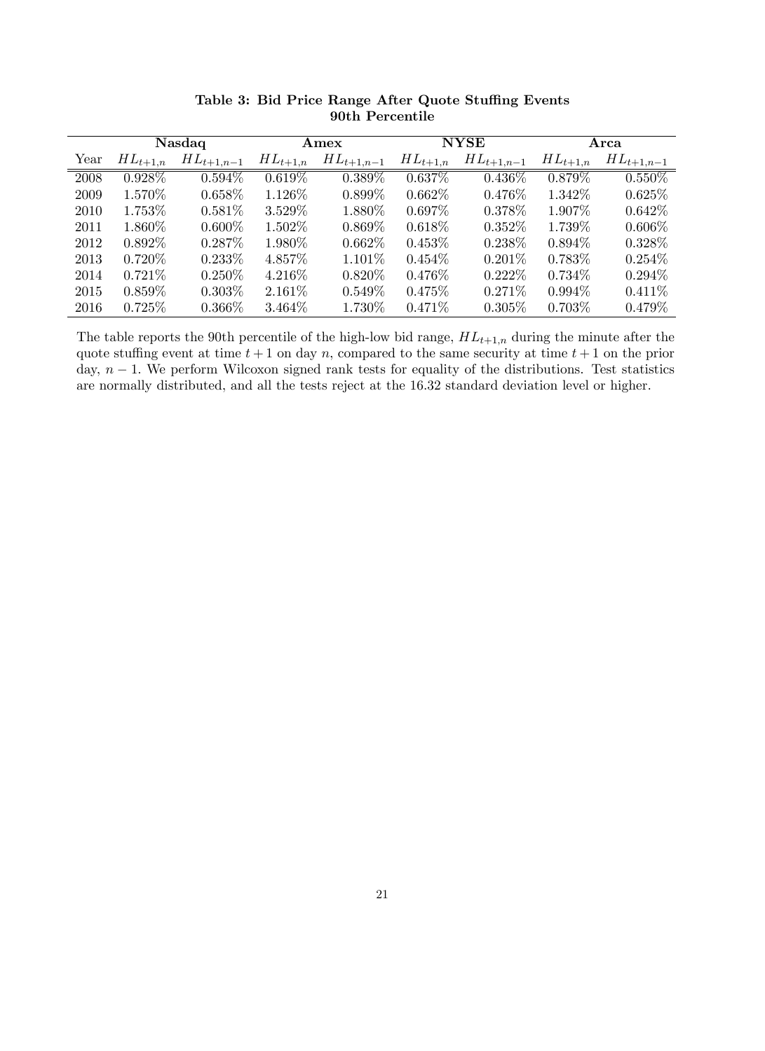**Table 3: Bid Price Range After Quote Stuffing Events**
**90th Percentile**

| | **Nasdaq** | | **Amex** | | **NYSE** | | **Arca** | |
|---|---|---|---|---|---|---|---|---|
| Year | $HL_{t+1,n}$ | $HL_{t+1,n-1}$ | $HL_{t+1,n}$ | $HL_{t+1,n-1}$ | $HL_{t+1,n}$ | $HL_{t+1,n-1}$ | $HL_{t+1,n}$ | $HL_{t+1,n-1}$ |
| 2008 | 0.928% | 0.594% | 0.619% | 0.389% | 0.637% | 0.436% | 0.879% | 0.550% |
| 2009 | 1.570% | 0.658% | 1.126% | 0.899% | 0.662% | 0.476% | 1.342% | 0.625% |
| 2010 | 1.753% | 0.581% | 3.529% | 1.880% | 0.697% | 0.378% | 1.907% | 0.642% |
| 2011 | 1.860% | 0.600% | 1.502% | 0.869% | 0.618% | 0.352% | 1.739% | 0.606% |
| 2012 | 0.892% | 0.287% | 1.980% | 0.662% | 0.453% | 0.238% | 0.894% | 0.328% |
| 2013 | 0.720% | 0.233% | 4.857% | 1.101% | 0.454% | 0.201% | 0.783% | 0.254% |
| 2014 | 0.721% | 0.250% | 4.216% | 0.820% | 0.476% | 0.222% | 0.734% | 0.294% |
| 2015 | 0.859% | 0.303% | 2.161% | 0.549% | 0.475% | 0.271% | 0.994% | 0.411% |
| 2016 | 0.725% | 0.366% | 3.464% | 1.730% | 0.471% | 0.305% | 0.703% | 0.479% |

The table reports the 90th percentile of the high-low bid range, $HL_{t+1,n}$ during the minute after the quote stuffing event at time $t + 1$ on day $n$, compared to the same security at time $t + 1$ on the prior day, $n - 1$. We perform Wilcoxon signed rank tests for equality of the distributions. Test statistics are normally distributed, and all the tests reject at the 16.32 standard deviation level or higher.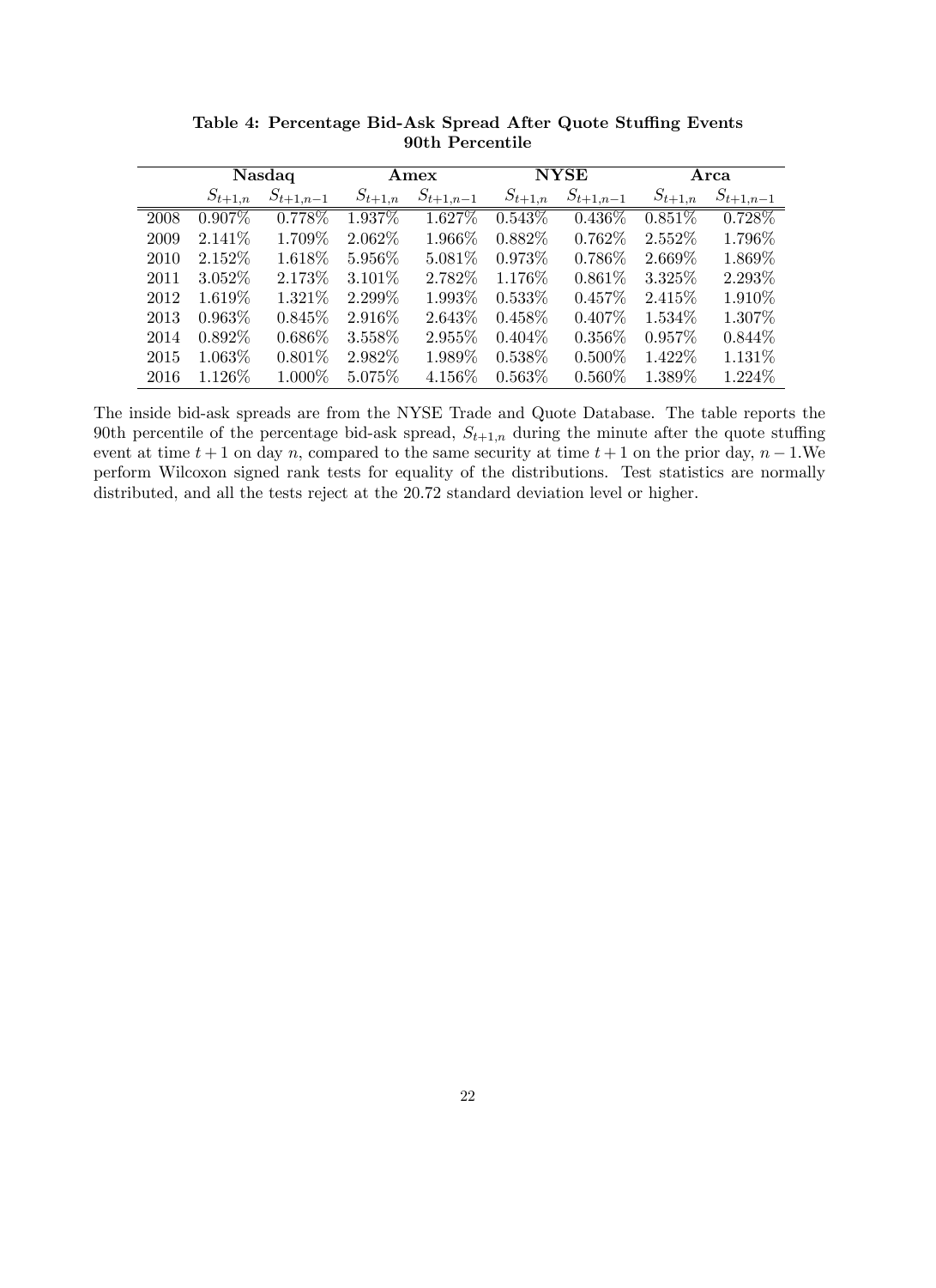**Table 4: Percentage Bid-Ask Spread After Quote Stuffing Events**
**90th Percentile**

| | **Nasdaq** | | **Amex** | | **NYSE** | | **Arca** | |
|---|---|---|---|---|---|---|---|---|
| | $S_{t+1,n}$ | $S_{t+1,n-1}$ | $S_{t+1,n}$ | $S_{t+1,n-1}$ | $S_{t+1,n}$ | $S_{t+1,n-1}$ | $S_{t+1,n}$ | $S_{t+1,n-1}$ |
| 2008 | 0.907% | 0.778% | 1.937% | 1.627% | 0.543% | 0.436% | 0.851% | 0.728% |
| 2009 | 2.141% | 1.709% | 2.062% | 1.966% | 0.882% | 0.762% | 2.552% | 1.796% |
| 2010 | 2.152% | 1.618% | 5.956% | 5.081% | 0.973% | 0.786% | 2.669% | 1.869% |
| 2011 | 3.052% | 2.173% | 3.101% | 2.782% | 1.176% | 0.861% | 3.325% | 2.293% |
| 2012 | 1.619% | 1.321% | 2.299% | 1.993% | 0.533% | 0.457% | 2.415% | 1.910% |
| 2013 | 0.963% | 0.845% | 2.916% | 2.643% | 0.458% | 0.407% | 1.534% | 1.307% |
| 2014 | 0.892% | 0.686% | 3.558% | 2.955% | 0.404% | 0.356% | 0.957% | 0.844% |
| 2015 | 1.063% | 0.801% | 2.982% | 1.989% | 0.538% | 0.500% | 1.422% | 1.131% |
| 2016 | 1.126% | 1.000% | 5.075% | 4.156% | 0.563% | 0.560% | 1.389% | 1.224% |

The inside bid-ask spreads are from the NYSE Trade and Quote Database. The table reports the 90th percentile of the percentage bid-ask spread, $S_{t+1,n}$ during the minute after the quote stuffing event at time $t+1$ on day $n$, compared to the same security at time $t+1$ on the prior day, $n-1$.We perform Wilcoxon signed rank tests for equality of the distributions. Test statistics are normally distributed, and all the tests reject at the 20.72 standard deviation level or higher.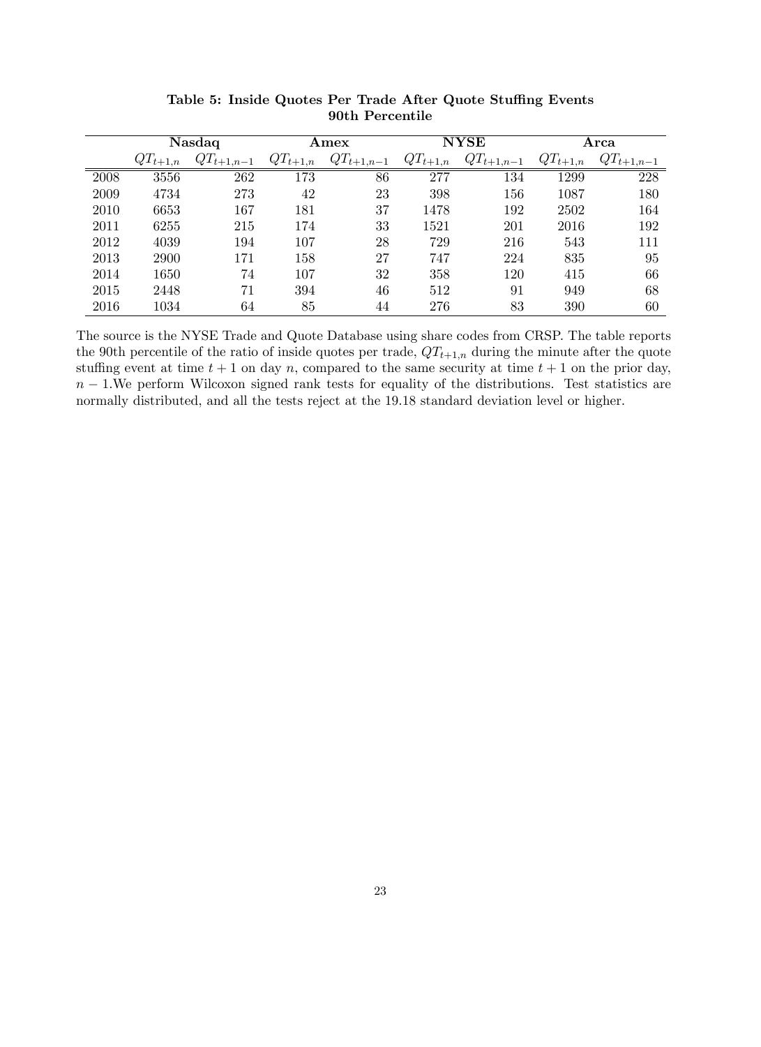**Table 5: Inside Quotes Per Trade After Quote Stuffing Events**
**90th Percentile**

| | **Nasdaq** | | **Amex** | | **NYSE** | | **Arca** | |
|---|---|---|---|---|---|---|---|---|
| | $QT_{t+1,n}$ | $QT_{t+1,n-1}$ | $QT_{t+1,n}$ | $QT_{t+1,n-1}$ | $QT_{t+1,n}$ | $QT_{t+1,n-1}$ | $QT_{t+1,n}$ | $QT_{t+1,n-1}$ |
| 2008 | 3556 | 262 | 173 | 86 | 277 | 134 | 1299 | 228 |
| 2009 | 4734 | 273 | 42 | 23 | 398 | 156 | 1087 | 180 |
| 2010 | 6653 | 167 | 181 | 37 | 1478 | 192 | 2502 | 164 |
| 2011 | 6255 | 215 | 174 | 33 | 1521 | 201 | 2016 | 192 |
| 2012 | 4039 | 194 | 107 | 28 | 729 | 216 | 543 | 111 |
| 2013 | 2900 | 171 | 158 | 27 | 747 | 224 | 835 | 95 |
| 2014 | 1650 | 74 | 107 | 32 | 358 | 120 | 415 | 66 |
| 2015 | 2448 | 71 | 394 | 46 | 512 | 91 | 949 | 68 |
| 2016 | 1034 | 64 | 85 | 44 | 276 | 83 | 390 | 60 |

The source is the NYSE Trade and Quote Database using share codes from CRSP. The table reports the 90th percentile of the ratio of inside quotes per trade, $QT_{t+1,n}$ during the minute after the quote stuffing event at time $t+1$ on day $n$, compared to the same security at time $t+1$ on the prior day, $n-1$.We perform Wilcoxon signed rank tests for equality of the distributions. Test statistics are normally distributed, and all the tests reject at the 19.18 standard deviation level or higher.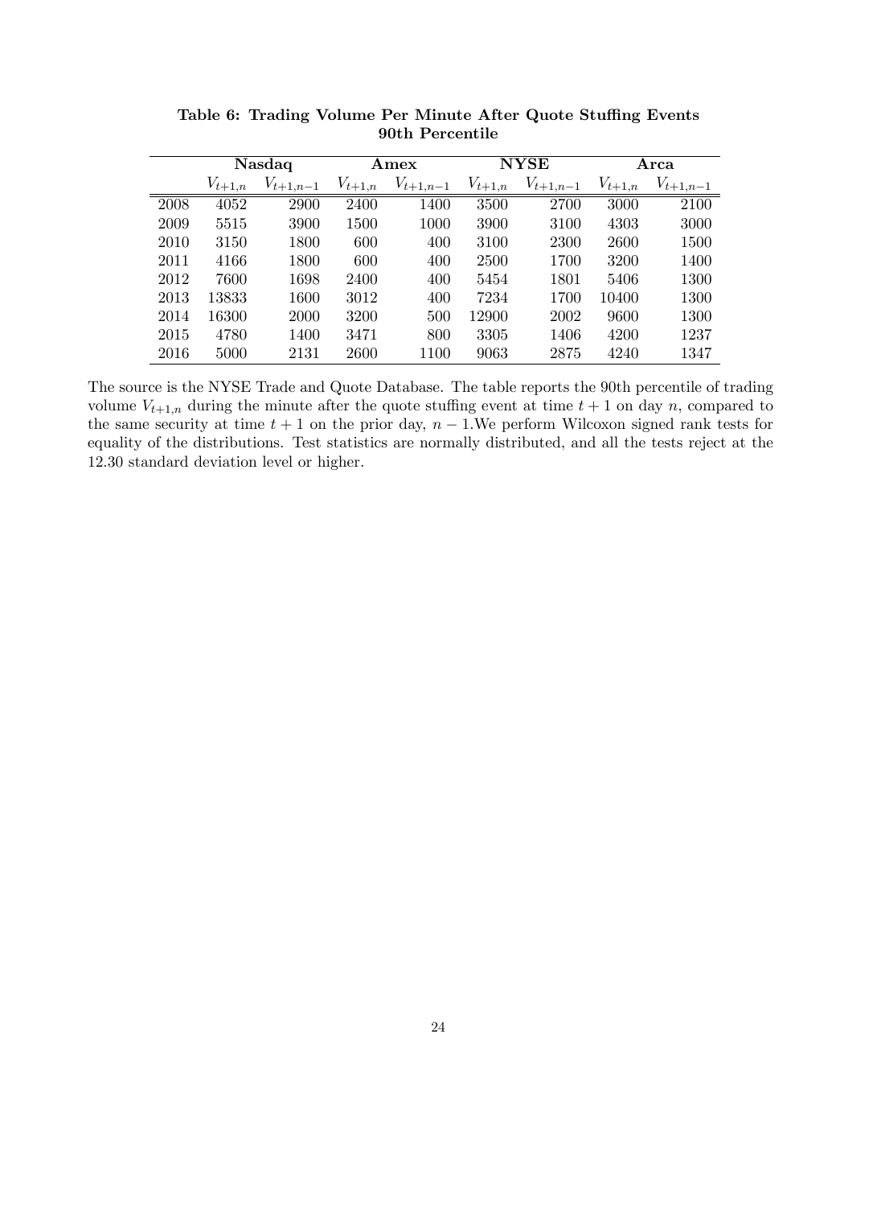**Table 6: Trading Volume Per Minute After Quote Stuffing Events**
**90th Percentile**

| | **Nasdaq** | | **Amex** | | **NYSE** | | **Arca** | |
|---|---|---|---|---|---|---|---|---|
| | $V_{t+1,n}$ | $V_{t+1,n-1}$ | $V_{t+1,n}$ | $V_{t+1,n-1}$ | $V_{t+1,n}$ | $V_{t+1,n-1}$ | $V_{t+1,n}$ | $V_{t+1,n-1}$ |
| 2008 | 4052 | 2900 | 2400 | 1400 | 3500 | 2700 | 3000 | 2100 |
| 2009 | 5515 | 3900 | 1500 | 1000 | 3900 | 3100 | 4303 | 3000 |
| 2010 | 3150 | 1800 | 600 | 400 | 3100 | 2300 | 2600 | 1500 |
| 2011 | 4166 | 1800 | 600 | 400 | 2500 | 1700 | 3200 | 1400 |
| 2012 | 7600 | 1698 | 2400 | 400 | 5454 | 1801 | 5406 | 1300 |
| 2013 | 13833 | 1600 | 3012 | 400 | 7234 | 1700 | 10400 | 1300 |
| 2014 | 16300 | 2000 | 3200 | 500 | 12900 | 2002 | 9600 | 1300 |
| 2015 | 4780 | 1400 | 3471 | 800 | 3305 | 1406 | 4200 | 1237 |
| 2016 | 5000 | 2131 | 2600 | 1100 | 9063 | 2875 | 4240 | 1347 |

The source is the NYSE Trade and Quote Database. The table reports the 90th percentile of trading volume $V_{t+1,n}$ during the minute after the quote stuffing event at time $t+1$ on day $n$, compared to the same security at time $t+1$ on the prior day, $n-1$.We perform Wilcoxon signed rank tests for equality of the distributions. Test statistics are normally distributed, and all the tests reject at the 12.30 standard deviation level or higher.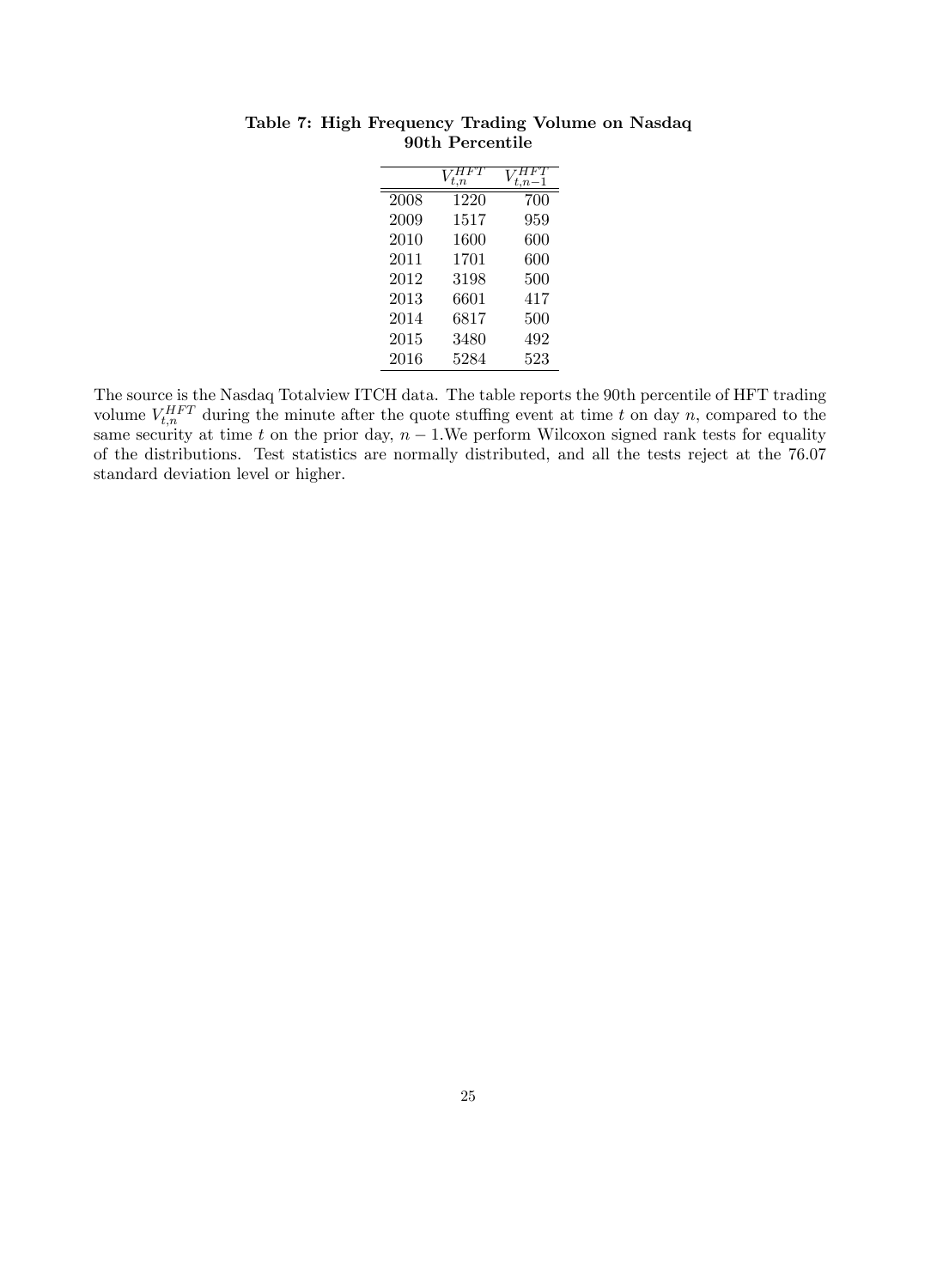**Table 7: High Frequency Trading Volume on Nasdaq**
**90th Percentile**

| | $V_{t,n}^{HFT}$ | $V_{t,n-1}^{HFT}$ |
|---|---|---|
| 2008 | 1220 | 700 |
| 2009 | 1517 | 959 |
| 2010 | 1600 | 600 |
| 2011 | 1701 | 600 |
| 2012 | 3198 | 500 |
| 2013 | 6601 | 417 |
| 2014 | 6817 | 500 |
| 2015 | 3480 | 492 |
| 2016 | 5284 | 523 |

The source is the Nasdaq Totalview ITCH data. The table reports the 90th percentile of HFT trading volume $V_{t,n}^{HFT}$ during the minute after the quote stuffing event at time $t$ on day $n$, compared to the same security at time $t$ on the prior day, $n-1$.We perform Wilcoxon signed rank tests for equality of the distributions. Test statistics are normally distributed, and all the tests reject at the 76.07 standard deviation level or higher.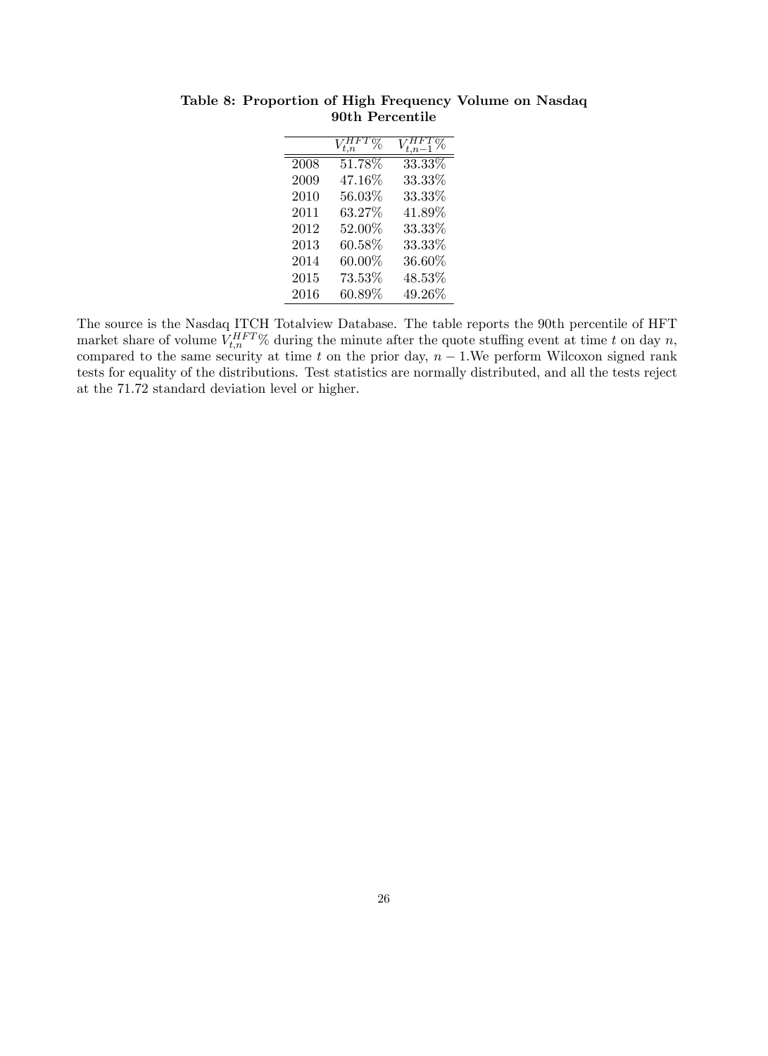**Table 8: Proportion of High Frequency Volume on Nasdaq 90th Percentile**

| | $V_{t,n}^{HFT}\%$ | $V_{t,n-1}^{HFT}\%$ |
|---|---|---|
| 2008 | 51.78% | 33.33% |
| 2009 | 47.16% | 33.33% |
| 2010 | 56.03% | 33.33% |
| 2011 | 63.27% | 41.89% |
| 2012 | 52.00% | 33.33% |
| 2013 | 60.58% | 33.33% |
| 2014 | 60.00% | 36.60% |
| 2015 | 73.53% | 48.53% |
| 2016 | 60.89% | 49.26% |

The source is the Nasdaq ITCH Totalview Database. The table reports the 90th percentile of HFT market share of volume $V_{t,n}^{HFT}\%$ during the minute after the quote stuffing event at time $t$ on day $n$, compared to the same security at time $t$ on the prior day, $n-1$.We perform Wilcoxon signed rank tests for equality of the distributions. Test statistics are normally distributed, and all the tests reject at the 71.72 standard deviation level or higher.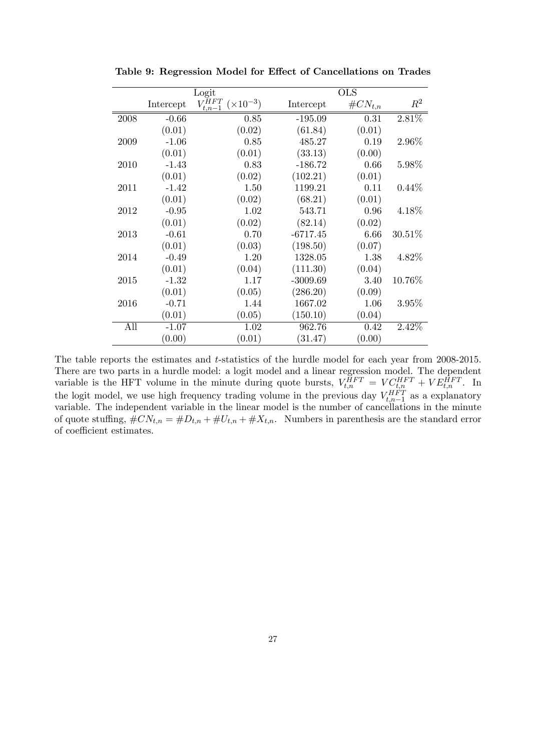**Table 9: Regression Model for Effect of Cancellations on Trades**

| | Logit | | OLS | | |
|---|---|---|---|---|---|
| | Intercept | $V_{t,n-1}^{HFT}$ $(\times 10^{-3})$ | Intercept | $\#CN_{t,n}$ | $R^2$ |
| 2008 | -0.66 | 0.85 | -195.09 | 0.31 | 2.81% |
| | (0.01) | (0.02) | (61.84) | (0.01) | |
| 2009 | -1.06 | 0.85 | 485.27 | 0.19 | 2.96% |
| | (0.01) | (0.01) | (33.13) | (0.00) | |
| 2010 | -1.43 | 0.83 | -186.72 | 0.66 | 5.98% |
| | (0.01) | (0.02) | (102.21) | (0.01) | |
| 2011 | -1.42 | 1.50 | 1199.21 | 0.11 | 0.44% |
| | (0.01) | (0.02) | (68.21) | (0.01) | |
| 2012 | -0.95 | 1.02 | 543.71 | 0.96 | 4.18% |
| | (0.01) | (0.02) | (82.14) | (0.02) | |
| 2013 | -0.61 | 0.70 | -6717.45 | 6.66 | 30.51% |
| | (0.01) | (0.03) | (198.50) | (0.07) | |
| 2014 | -0.49 | 1.20 | 1328.05 | 1.38 | 4.82% |
| | (0.01) | (0.04) | (111.30) | (0.04) | |
| 2015 | -1.32 | 1.17 | -3009.69 | 3.40 | 10.76% |
| | (0.01) | (0.05) | (286.20) | (0.09) | |
| 2016 | -0.71 | 1.44 | 1667.02 | 1.06 | 3.95% |
| | (0.01) | (0.05) | (150.10) | (0.04) | |
| All | -1.07 | 1.02 | 962.76 | 0.42 | 2.42% |
| | (0.00) | (0.01) | (31.47) | (0.00) | |

The table reports the estimates and $t$-statistics of the hurdle model for each year from 2008-2015. There are two parts in a hurdle model: a logit model and a linear regression model. The dependent variable is the HFT volume in the minute during quote bursts, $V_{t,n}^{HFT} = VC_{t,n}^{HFT} + VE_{t,n}^{HFT}$. In the logit model, we use high frequency trading volume in the previous day $V_{t,n-1}^{HFT}$ as a explanatory variable. The independent variable in the linear model is the number of cancellations in the minute of quote stuffing, $\#CN_{t,n} = \#D_{t,n} + \#U_{t,n} + \#X_{t,n}$. Numbers in parenthesis are the standard error of coefficient estimates.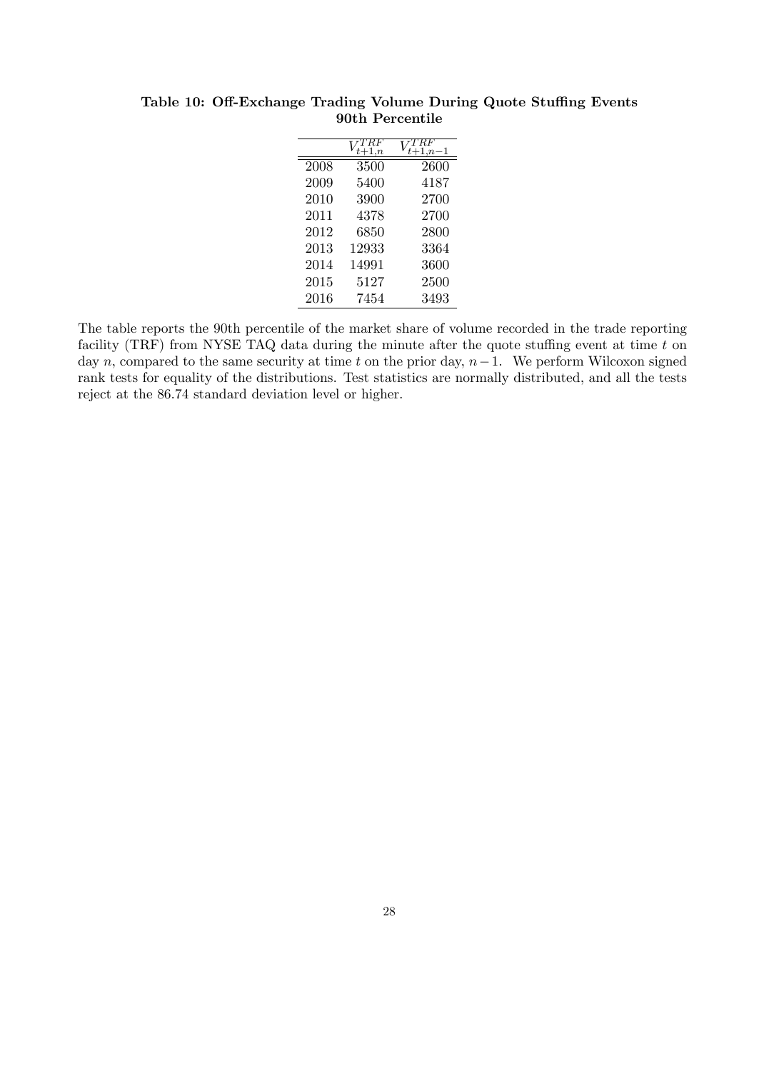**Table 10: Off-Exchange Trading Volume During Quote Stuffing Events**
**90th Percentile**

| | $V_{t+1,n}^{TRF}$ | $V_{t+1,n-1}^{TRF}$ |
|---|---|---|
| 2008 | 3500 | 2600 |
| 2009 | 5400 | 4187 |
| 2010 | 3900 | 2700 |
| 2011 | 4378 | 2700 |
| 2012 | 6850 | 2800 |
| 2013 | 12933 | 3364 |
| 2014 | 14991 | 3600 |
| 2015 | 5127 | 2500 |
| 2016 | 7454 | 3493 |

The table reports the 90th percentile of the market share of volume recorded in the trade reporting facility (TRF) from NYSE TAQ data during the minute after the quote stuffing event at time $t$ on day $n$, compared to the same security at time $t$ on the prior day, $n-1$. We perform Wilcoxon signed rank tests for equality of the distributions. Test statistics are normally distributed, and all the tests reject at the 86.74 standard deviation level or higher.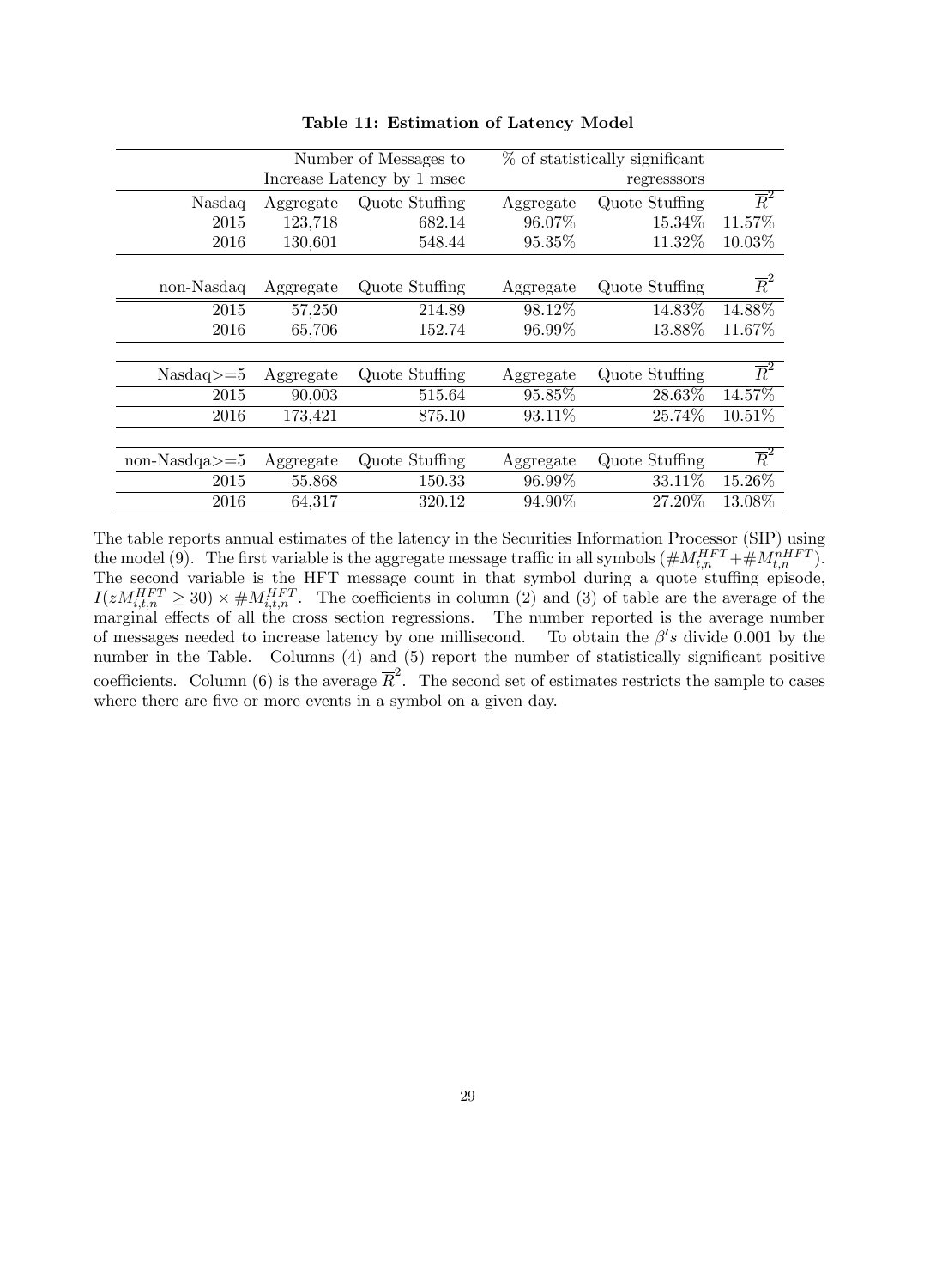**Table 11: Estimation of Latency Model**

| | Number of Messages to Increase Latency by 1 msec | | % of statistically significant regresssors | | |
|---|---|---|---|---|---|
| Nasdaq | Aggregate | Quote Stuffing | Aggregate | Quote Stuffing | $\overline{R}^2$ |
| 2015 | 123,718 | 682.14 | 96.07% | 15.34% | 11.57% |
| 2016 | 130,601 | 548.44 | 95.35% | 11.32% | 10.03% |
| non-Nasdaq | Aggregate | Quote Stuffing | Aggregate | Quote Stuffing | $\overline{R}^2$ |
| 2015 | 57,250 | 214.89 | 98.12% | 14.83% | 14.88% |
| 2016 | 65,706 | 152.74 | 96.99% | 13.88% | 11.67% |
| Nasdaq>=5 | Aggregate | Quote Stuffing | Aggregate | Quote Stuffing | $\overline{R}^2$ |
| 2015 | 90,003 | 515.64 | 95.85% | 28.63% | 14.57% |
| 2016 | 173,421 | 875.10 | 93.11% | 25.74% | 10.51% |
| non-Nasdqa>=5 | Aggregate | Quote Stuffing | Aggregate | Quote Stuffing | $\overline{R}^2$ |
| 2015 | 55,868 | 150.33 | 96.99% | 33.11% | 15.26% |
| 2016 | 64,317 | 320.12 | 94.90% | 27.20% | 13.08% |

The table reports annual estimates of the latency in the Securities Information Processor (SIP) using the model (9). The first variable is the aggregate message traffic in all symbols ($\#M_{t,n}^{HFT} + \#M_{t,n}^{nHFT}$). The second variable is the HFT message count in that symbol during a quote stuffing episode, $I(zM_{i,t,n}^{HFT} \geq 30) \times \#M_{i,t,n}^{HFT}$. The coefficients in column (2) and (3) of table are the average of the marginal effects of all the cross section regressions. The number reported is the average number of messages needed to increase latency by one millisecond. To obtain the $\beta' s$ divide 0.001 by the number in the Table. Columns (4) and (5) report the number of statistically significant positive coefficients. Column (6) is the average $\overline{R}^2$. The second set of estimates restricts the sample to cases where there are five or more events in a symbol on a given day.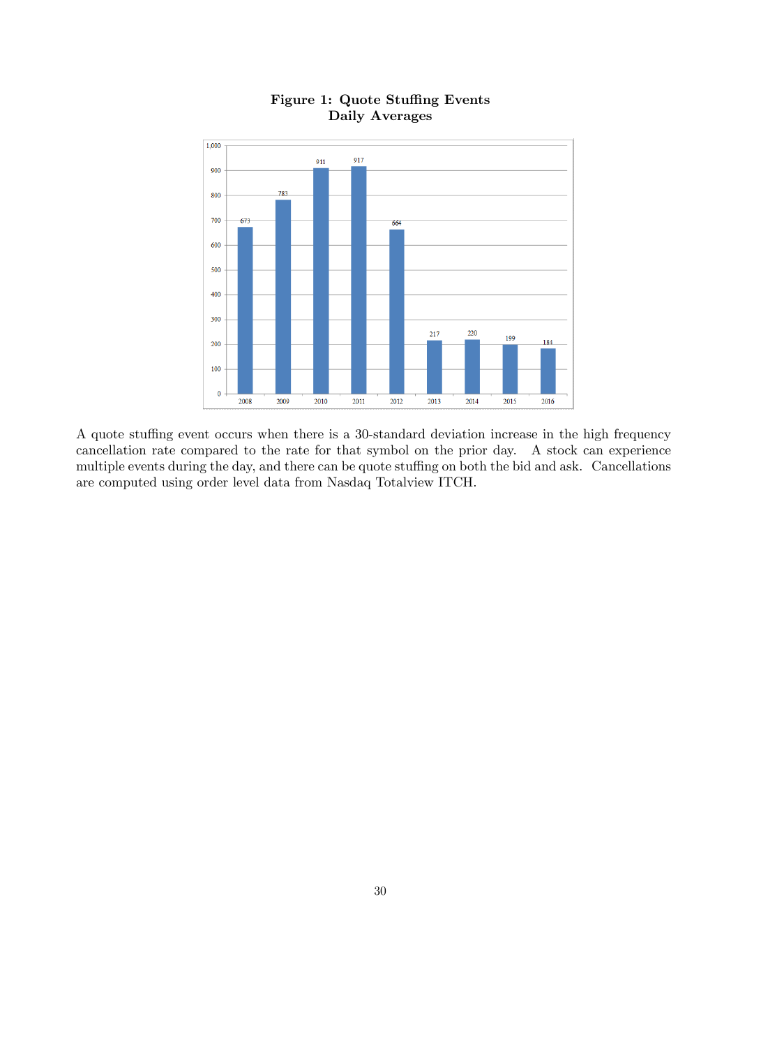**Figure 1: Quote Stuffing Events**
**Daily Averages**

| Year | Daily Average |
|---|---|
| 2008 | 673 |
| 2009 | 783 |
| 2010 | 911 |
| 2011 | 917 |
| 2012 | 664 |
| 2013 | 217 |
| 2014 | 220 |
| 2015 | 199 |
| 2016 | 184 |

A quote stuffing event occurs when there is a 30-standard deviation increase in the high frequency cancellation rate compared to the rate for that symbol on the prior day. A stock can experience multiple events during the day, and there can be quote stuffing on both the bid and ask. Cancellations are computed using order level data from Nasdaq Totalview ITCH.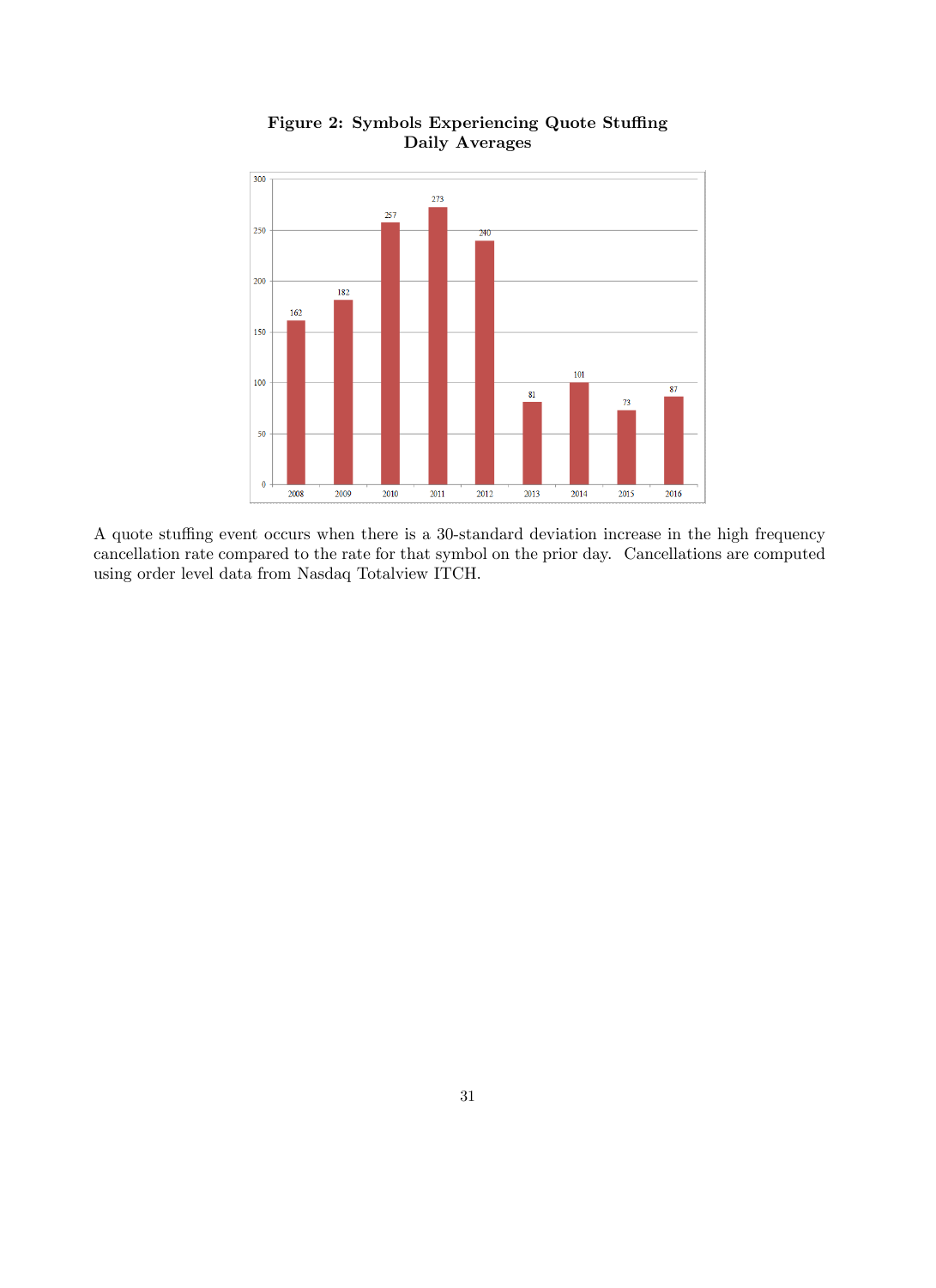**Figure 2: Symbols Experiencing Quote Stuffing**
**Daily Averages**

A quote stuffing event occurs when there is a 30-standard deviation increase in the high frequency cancellation rate compared to the rate for that symbol on the prior day. Cancellations are computed using order level data from Nasdaq Totalview ITCH.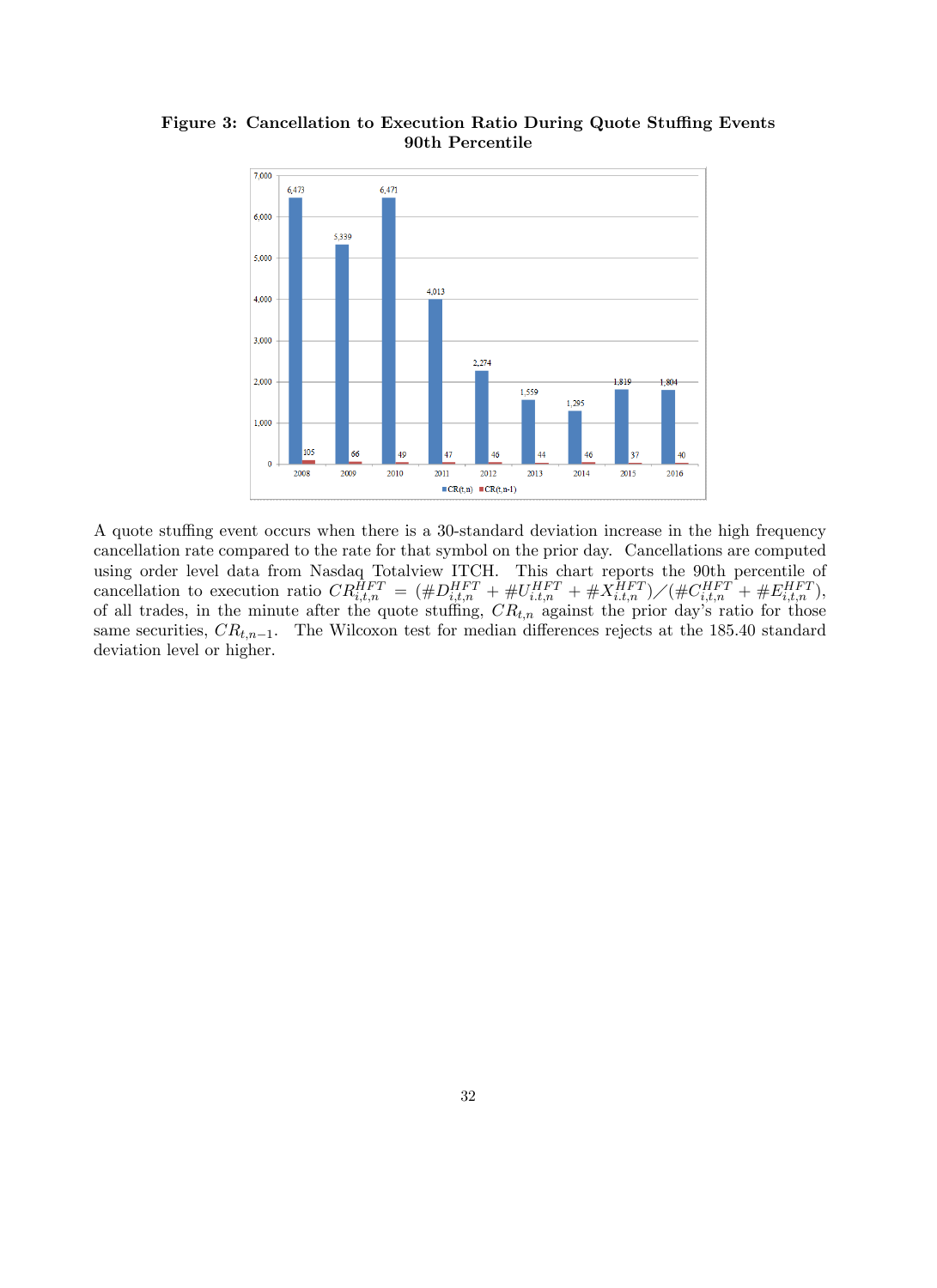**Figure 3: Cancellation to Execution Ratio During Quote Stuffing Events**
**90th Percentile**

| Year | CR(t,n) | CR(t,n-1) |
|---|---|---|
| 2008 | 6,473 | 105 |
| 2009 | 5,339 | 66 |
| 2010 | 6,471 | 49 |
| 2011 | 4,013 | 47 |
| 2012 | 2,274 | 46 |
| 2013 | 1,559 | 44 |
| 2014 | 1,295 | 46 |
| 2015 | 1,819 | 37 |
| 2016 | 1,804 | 40 |

A quote stuffing event occurs when there is a 30-standard deviation increase in the high frequency cancellation rate compared to the rate for that symbol on the prior day. Cancellations are computed using order level data from Nasdaq Totalview ITCH. This chart reports the 90th percentile of cancellation to execution ratio $CR^{HFT}_{i,t,n} = (\#D^{HFT}_{i,t,n} + \#U^{HFT}_{i,t,n} + \#X^{HFT}_{i,t,n}) / (\#C^{HFT}_{i,t,n} + \#E^{HFT}_{i,t,n})$, of all trades, in the minute after the quote stuffing, $CR_{t,n}$ against the prior day's ratio for those same securities, $CR_{t,n-1}$. The Wilcoxon test for median differences rejects at the 185.40 standard deviation level or higher.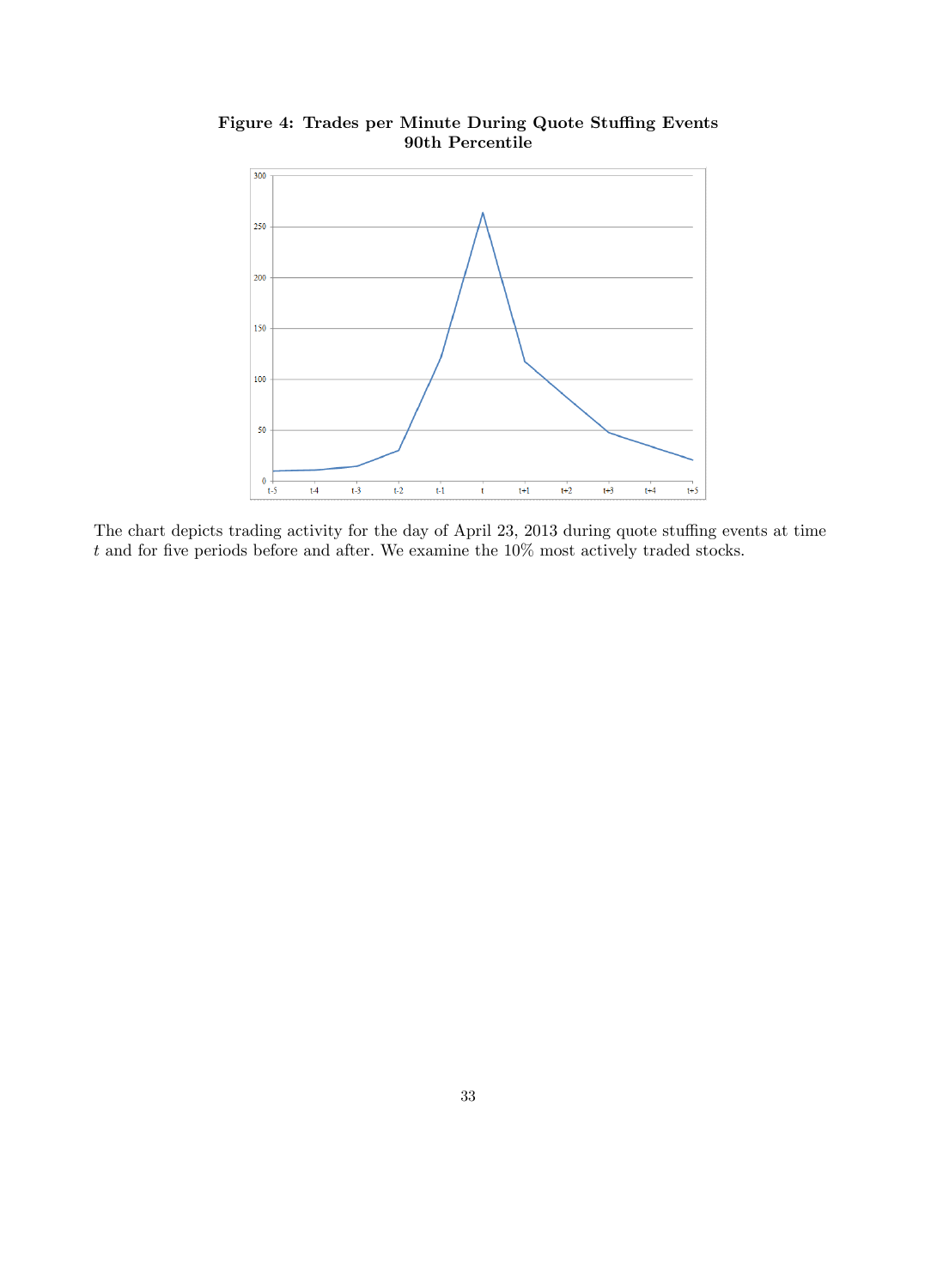**Figure 4: Trades per Minute During Quote Stuffing Events**
**90th Percentile**

The chart depicts trading activity for the day of April 23, 2013 during quote stuffing events at time $t$ and for five periods before and after. We examine the 10% most actively traded stocks.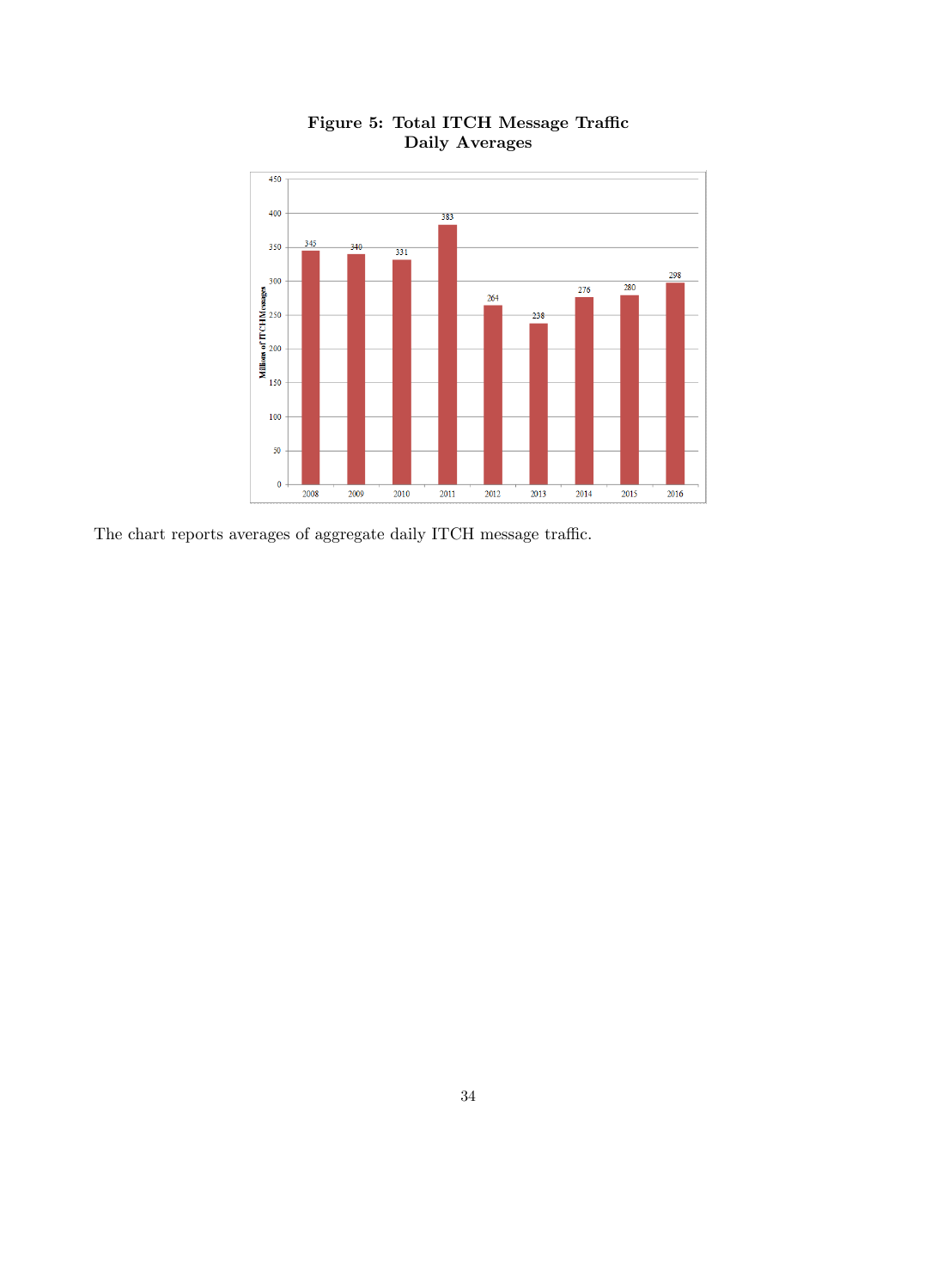**Figure 5: Total ITCH Message Traffic**
**Daily Averages**

| Year | Millions of ITCH Messages |
|---|---|
| 2008 | 345 |
| 2009 | 340 |
| 2010 | 331 |
| 2011 | 383 |
| 2012 | 264 |
| 2013 | 238 |
| 2014 | 276 |
| 2015 | 280 |
| 2016 | 298 |

The chart reports averages of aggregate daily ITCH message traffic.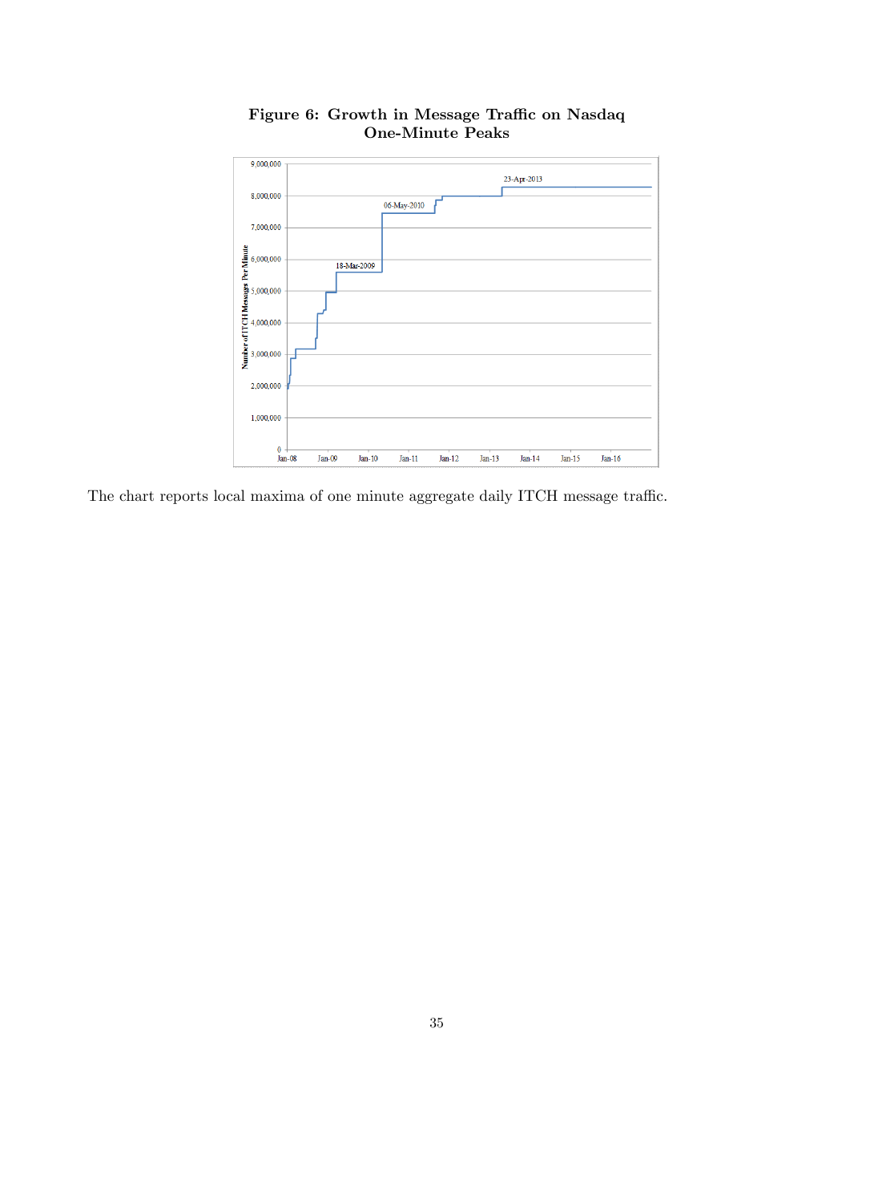**Figure 6: Growth in Message Traffic on Nasdaq**
**One-Minute Peaks**

9,000,000
8,000,000
7,000,000
6,000,000
5,000,000
4,000,000
3,000,000
2,000,000
1,000,000
0

Number of ITCH Messages Per Minute

Jan-08 Jan-09 Jan-10 Jan-11 Jan-12 Jan-13 Jan-14 Jan-15 Jan-16

18-Mar-2009
06-May-2010
23-Apr-2013

The chart reports local maxima of one minute aggregate daily ITCH message traffic.